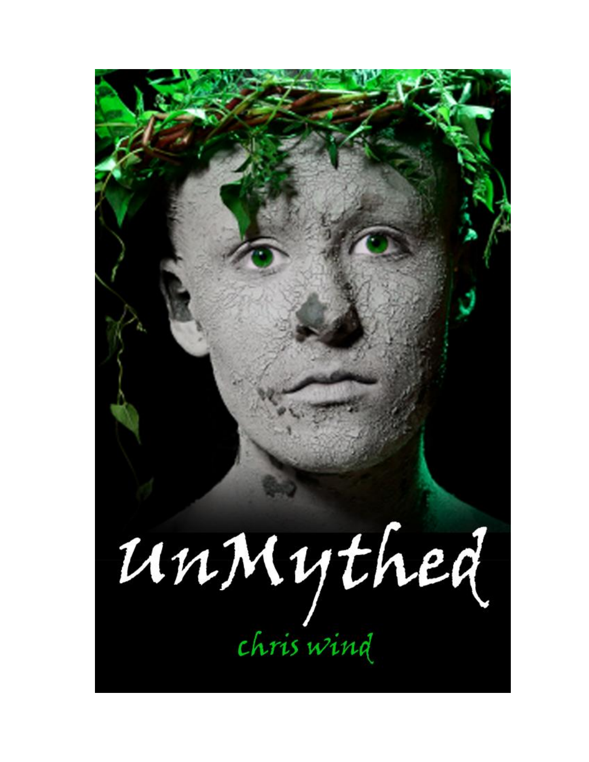# UnMythed

chris wind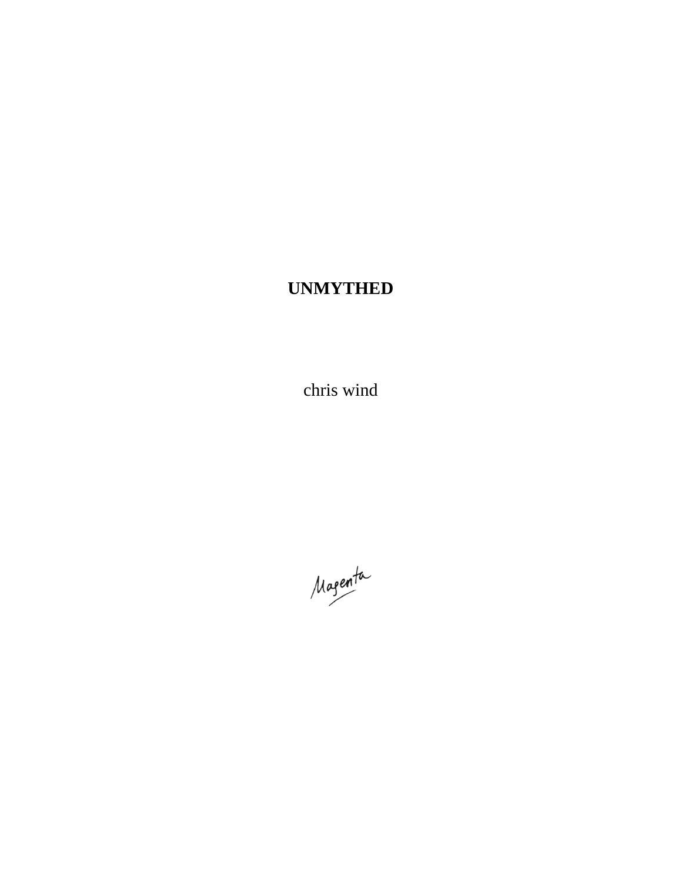# UNMYTHED

chris wind

Magenta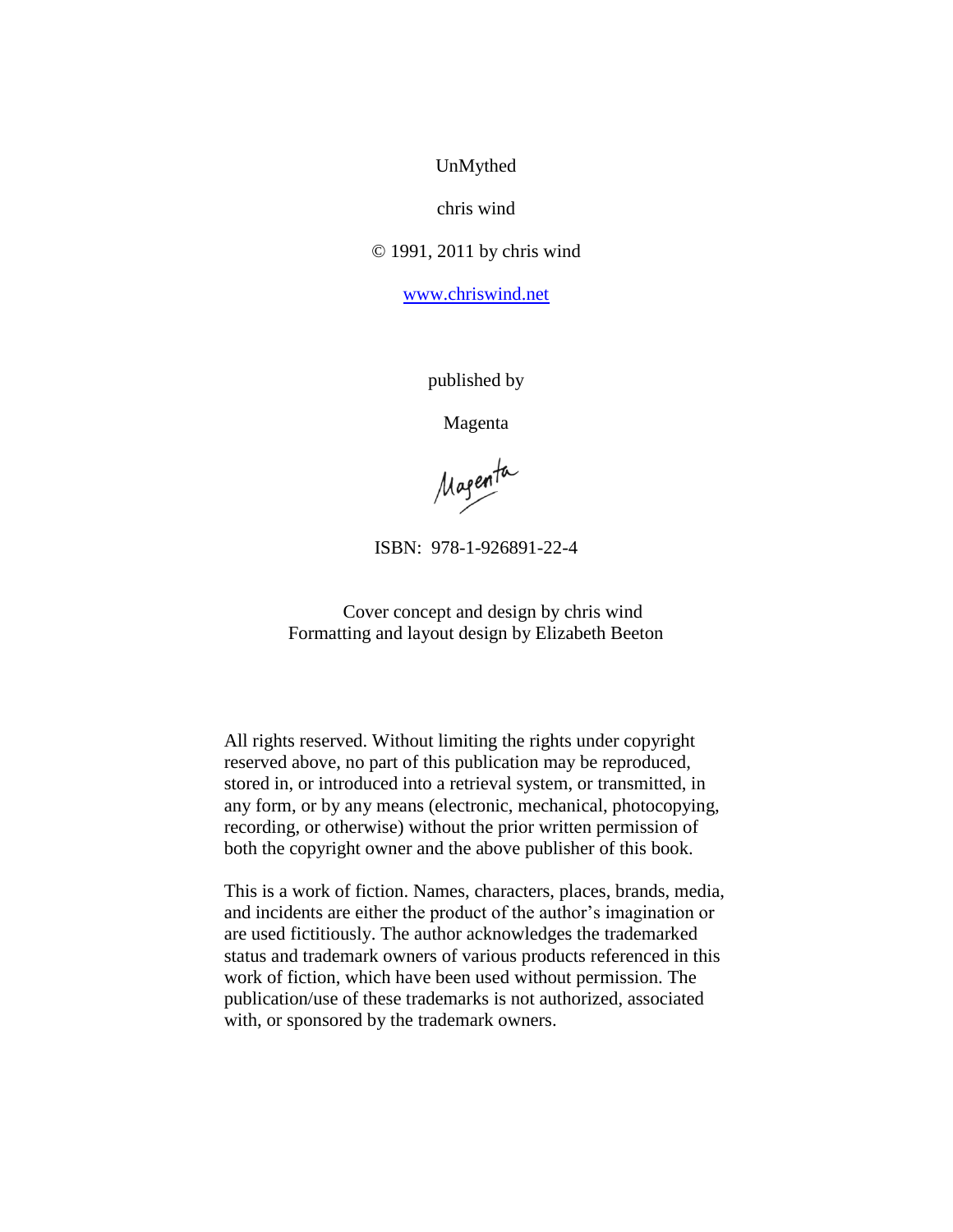UnMythed

chris wind

© 1991, 2011 by chris wind

www.chriswind.net

published by

Magenta

ISBN: 978-1-926891-22-4

Cover concept and design by chris wind
Formatting and layout design by Elizabeth Beeton

All rights reserved. Without limiting the rights under copyright reserved above, no part of this publication may be reproduced, stored in, or introduced into a retrieval system, or transmitted, in any form, or by any means (electronic, mechanical, photocopying, recording, or otherwise) without the prior written permission of both the copyright owner and the above publisher of this book.

This is a work of fiction. Names, characters, places, brands, media, and incidents are either the product of the author's imagination or are used fictitiously. The author acknowledges the trademarked status and trademark owners of various products referenced in this work of fiction, which have been used without permission. The publication/use of these trademarks is not authorized, associated with, or sponsored by the trademark owners.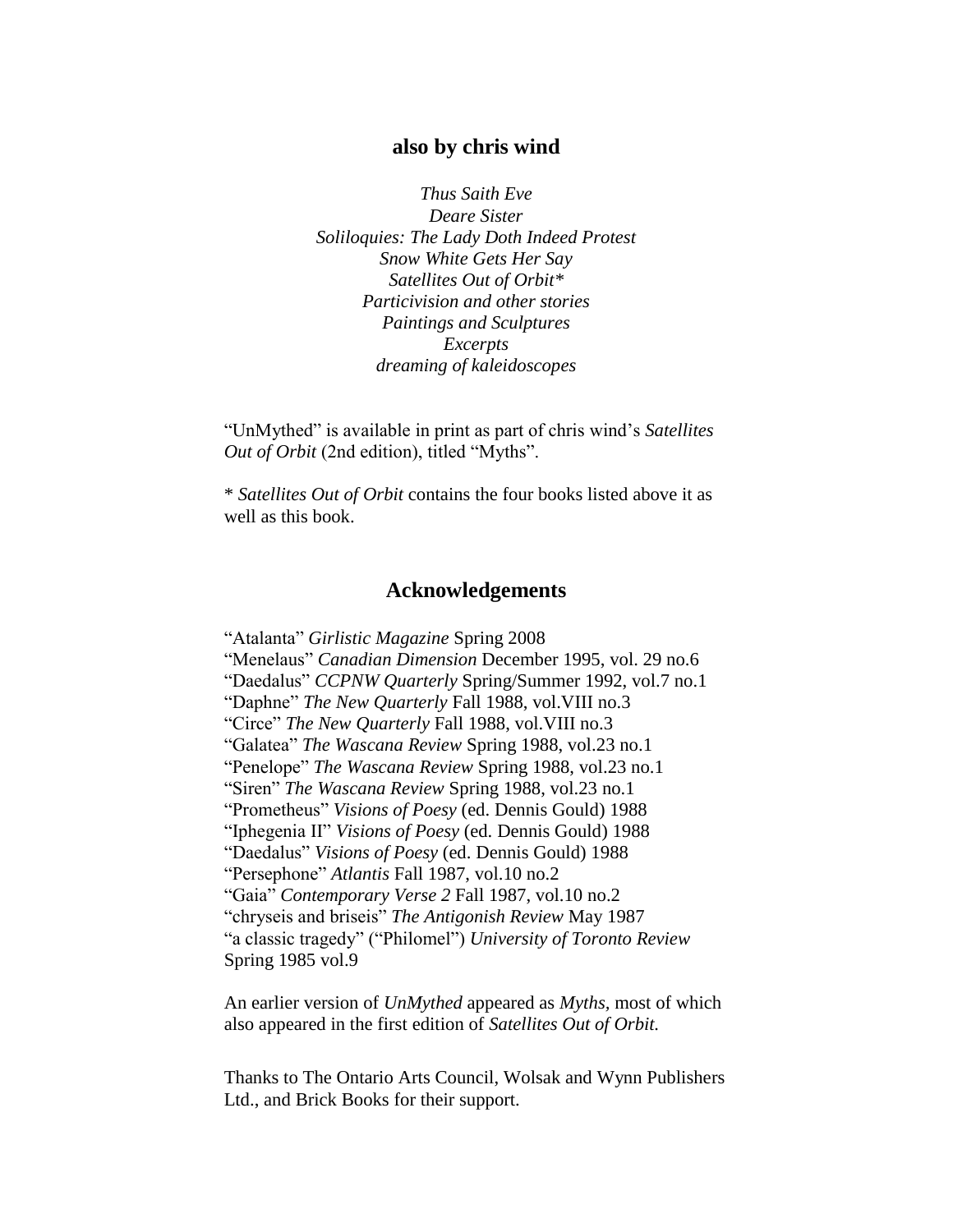## also by chris wind

*Thus Saith Eve*
*Deare Sister*
*Soliloquies: The Lady Doth Indeed Protest*
*Snow White Gets Her Say*
*Satellites Out of Orbit**
*Particivision and other stories*
*Paintings and Sculptures*
*Excerpts*
*dreaming of kaleidoscopes*

"UnMythed" is available in print as part of chris wind's *Satellites Out of Orbit* (2nd edition), titled "Myths".

* *Satellites Out of Orbit* contains the four books listed above it as well as this book.

## Acknowledgements

"Atalanta" *Girlistic Magazine* Spring 2008
"Menelaus" *Canadian Dimension* December 1995, vol. 29 no.6
"Daedalus" *CCPNW Quarterly* Spring/Summer 1992, vol.7 no.1
"Daphne" *The New Quarterly* Fall 1988, vol.VIII no.3
"Circe" *The New Quarterly* Fall 1988, vol.VIII no.3
"Galatea" *The Wascana Review* Spring 1988, vol.23 no.1
"Penelope" *The Wascana Review* Spring 1988, vol.23 no.1
"Siren" *The Wascana Review* Spring 1988, vol.23 no.1
"Prometheus" *Visions of Poesy* (ed. Dennis Gould) 1988
"Iphegenia II" *Visions of Poesy* (ed. Dennis Gould) 1988
"Daedalus" *Visions of Poesy* (ed. Dennis Gould) 1988
"Persephone" *Atlantis* Fall 1987, vol.10 no.2
"Gaia" *Contemporary Verse 2* Fall 1987, vol.10 no.2
"chryseis and briseis" *The Antigonish Review* May 1987
"a classic tragedy" ("Philomel") *University of Toronto Review* Spring 1985 vol.9

An earlier version of *UnMythed* appeared as *Myths*, most of which also appeared in the first edition of *Satellites Out of Orbit.*

Thanks to The Ontario Arts Council, Wolsak and Wynn Publishers Ltd., and Brick Books for their support.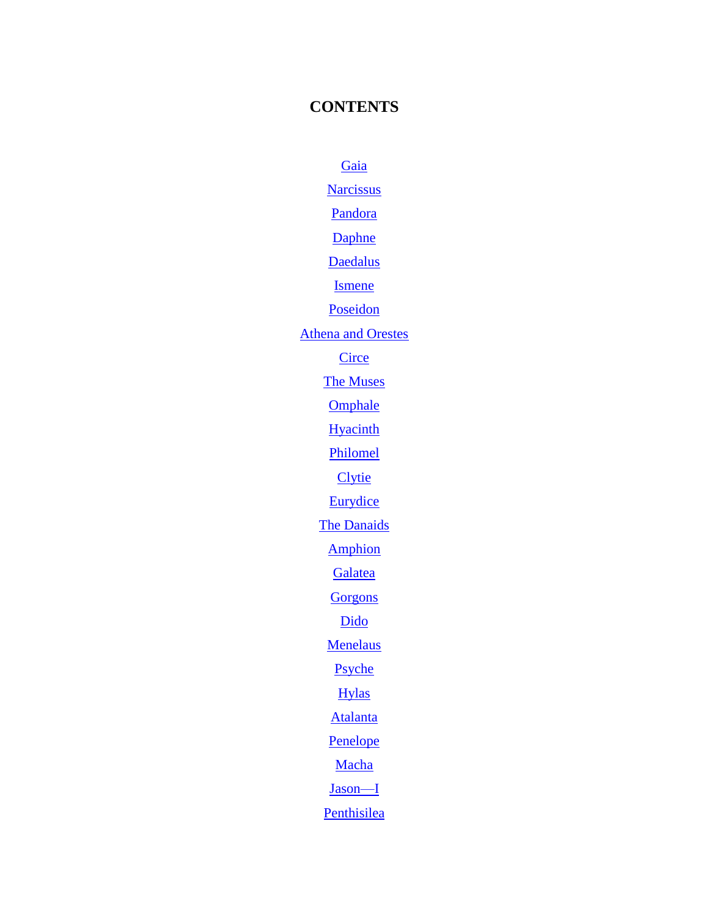# CONTENTS

Gaia

Narcissus

Pandora

Daphne

Daedalus

Ismene

Poseidon

Athena and Orestes

Circe

The Muses

Omphale

Hyacinth

Philomel

Clytie

Eurydice

The Danaids

Amphion

Galatea

Gorgons

Dido

Menelaus

Psyche

Hylas

Atalanta

Penelope

Macha

Jason—I

Penthisilea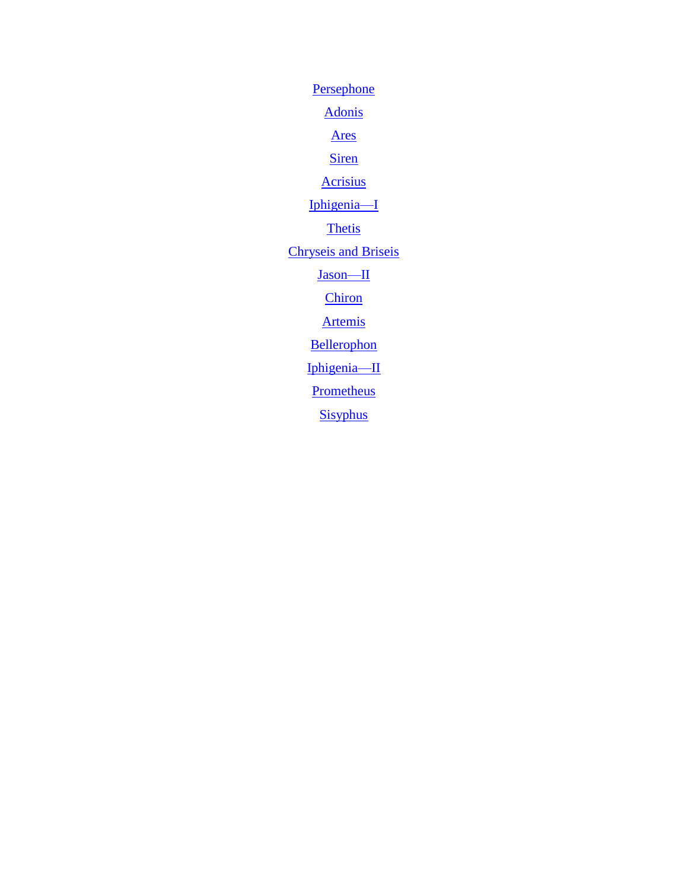Persephone

Adonis

Ares

Siren

Acrisius

Iphigenia—I

Thetis

Chryseis and Briseis

Jason—II

Chiron

Artemis

Bellerophon

Iphigenia—II

Prometheus

Sisyphus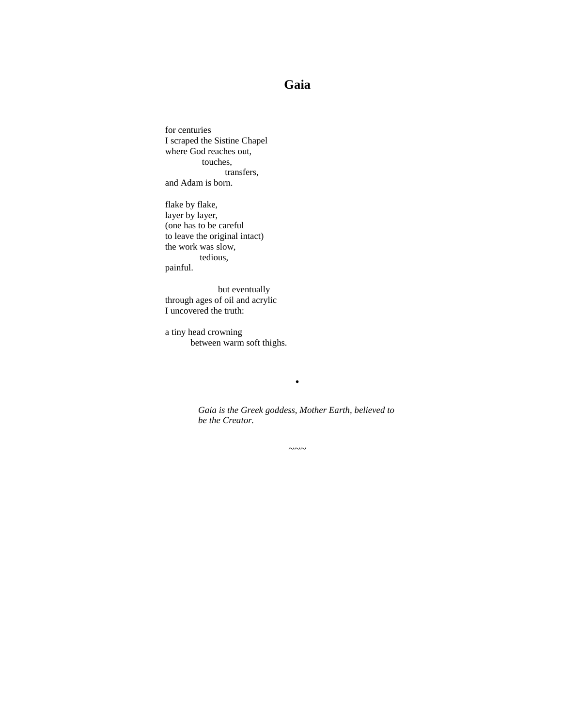# Gaia

for centuries  
I scraped the Sistine Chapel  
where God reaches out,  
&nbsp;&nbsp;&nbsp;&nbsp;&nbsp;&nbsp;&nbsp;&nbsp;&nbsp;&nbsp;&nbsp;&nbsp;&nbsp;&nbsp;touches,  
&nbsp;&nbsp;&nbsp;&nbsp;&nbsp;&nbsp;&nbsp;&nbsp;&nbsp;&nbsp;&nbsp;&nbsp;&nbsp;&nbsp;&nbsp;&nbsp;&nbsp;&nbsp;&nbsp;&nbsp;&nbsp;&nbsp;&nbsp;transfers,  
and Adam is born.

flake by flake,  
layer by layer,  
(one has to be careful  
to leave the original intact)  
the work was slow,  
&nbsp;&nbsp;&nbsp;&nbsp;&nbsp;&nbsp;&nbsp;&nbsp;&nbsp;&nbsp;&nbsp;&nbsp;&nbsp;tedious,  
painful.

&nbsp;&nbsp;&nbsp;&nbsp;&nbsp;&nbsp;&nbsp;&nbsp;&nbsp;&nbsp;&nbsp;&nbsp;&nbsp;&nbsp;&nbsp;&nbsp;&nbsp;&nbsp;&nbsp;&nbsp;but eventually  
through ages of oil and acrylic  
I uncovered the truth:

a tiny head crowning  
&nbsp;&nbsp;&nbsp;&nbsp;&nbsp;&nbsp;&nbsp;&nbsp;&nbsp;&nbsp;between warm soft thighs.

•

*Gaia is the Greek goddess, Mother Earth, believed to be the Creator.*

~~~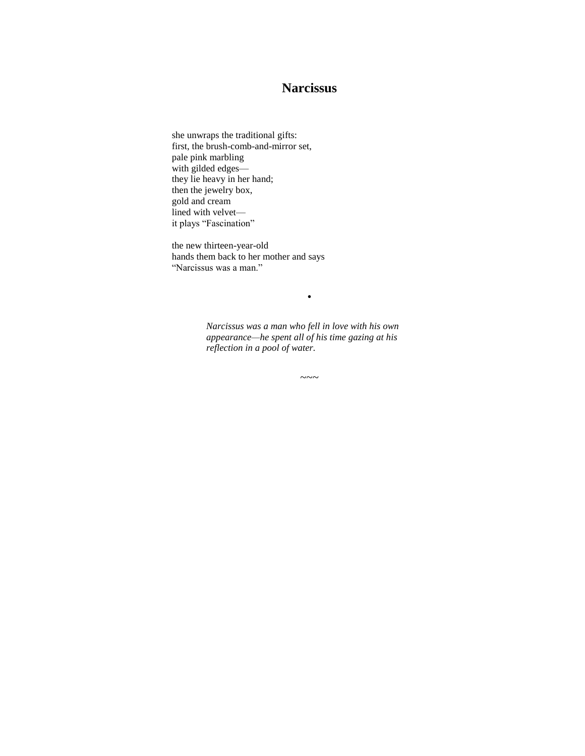# Narcissus

she unwraps the traditional gifts:  
first, the brush-comb-and-mirror set,  
pale pink marbling  
with gilded edges—  
they lie heavy in her hand;  
then the jewelry box,  
gold and cream  
lined with velvet—  
it plays “Fascination”

the new thirteen-year-old  
hands them back to her mother and says  
“Narcissus was a man.”

•

*Narcissus was a man who fell in love with his own appearance—he spent all of his time gazing at his reflection in a pool of water.*

~~~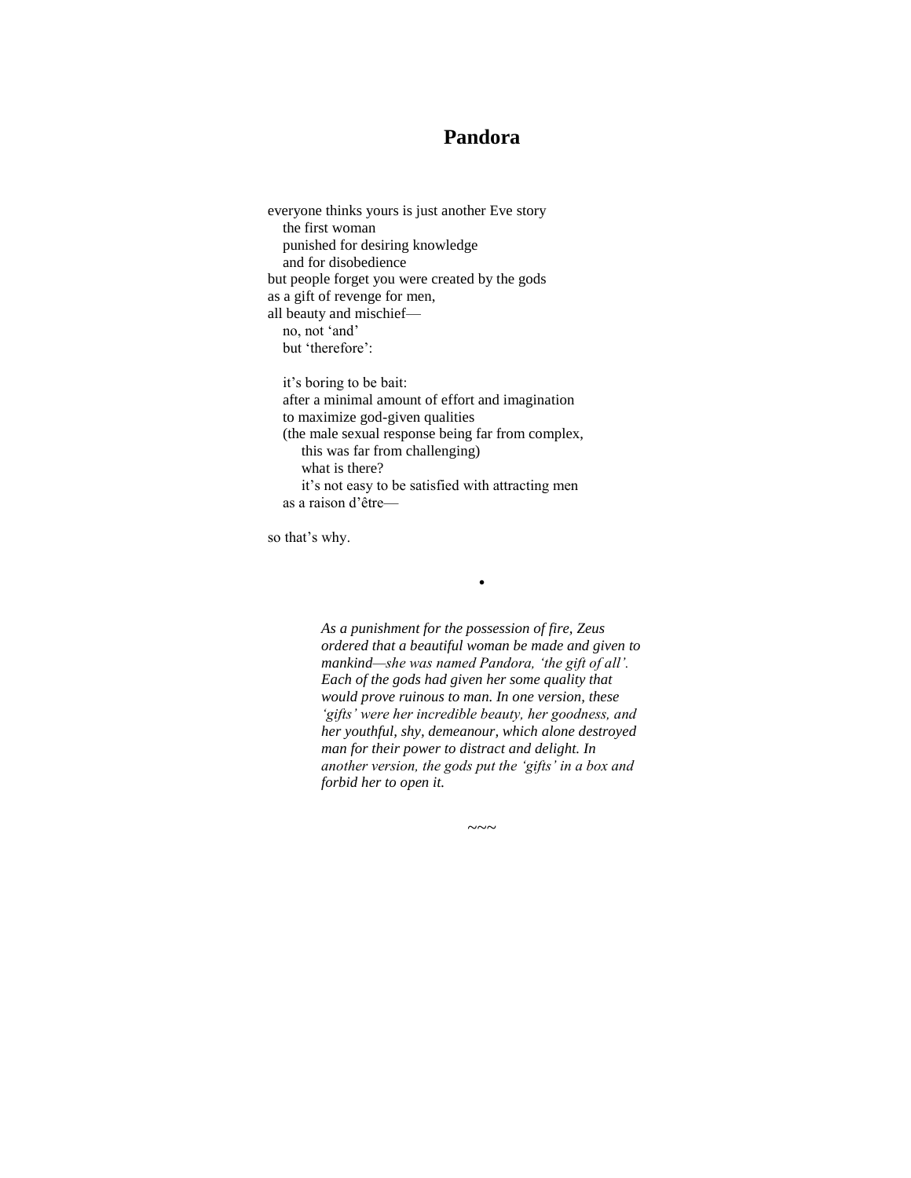# Pandora

everyone thinks yours is just another Eve story
&nbsp;&nbsp;&nbsp;&nbsp;the first woman
&nbsp;&nbsp;&nbsp;&nbsp;punished for desiring knowledge
&nbsp;&nbsp;&nbsp;&nbsp;and for disobedience
but people forget you were created by the gods
as a gift of revenge for men,
all beauty and mischief—
&nbsp;&nbsp;&nbsp;&nbsp;no, not 'and'
&nbsp;&nbsp;&nbsp;&nbsp;but 'therefore':

&nbsp;&nbsp;&nbsp;&nbsp;it's boring to be bait:
&nbsp;&nbsp;&nbsp;&nbsp;after a minimal amount of effort and imagination
&nbsp;&nbsp;&nbsp;&nbsp;to maximize god-given qualities
&nbsp;&nbsp;&nbsp;&nbsp;(the male sexual response being far from complex,
&nbsp;&nbsp;&nbsp;&nbsp;&nbsp;&nbsp;&nbsp;&nbsp;this was far from challenging)
&nbsp;&nbsp;&nbsp;&nbsp;&nbsp;&nbsp;&nbsp;&nbsp;what is there?
&nbsp;&nbsp;&nbsp;&nbsp;&nbsp;&nbsp;&nbsp;&nbsp;it's not easy to be satisfied with attracting men
&nbsp;&nbsp;&nbsp;&nbsp;as a raison d'être—

so that's why.

•

*As a punishment for the possession of fire, Zeus ordered that a beautiful woman be made and given to mankind—she was named Pandora, 'the gift of all'. Each of the gods had given her some quality that would prove ruinous to man. In one version, these 'gifts' were her incredible beauty, her goodness, and her youthful, shy, demeanour, which alone destroyed man for their power to distract and delight. In another version, the gods put the 'gifts' in a box and forbid her to open it.*

~~~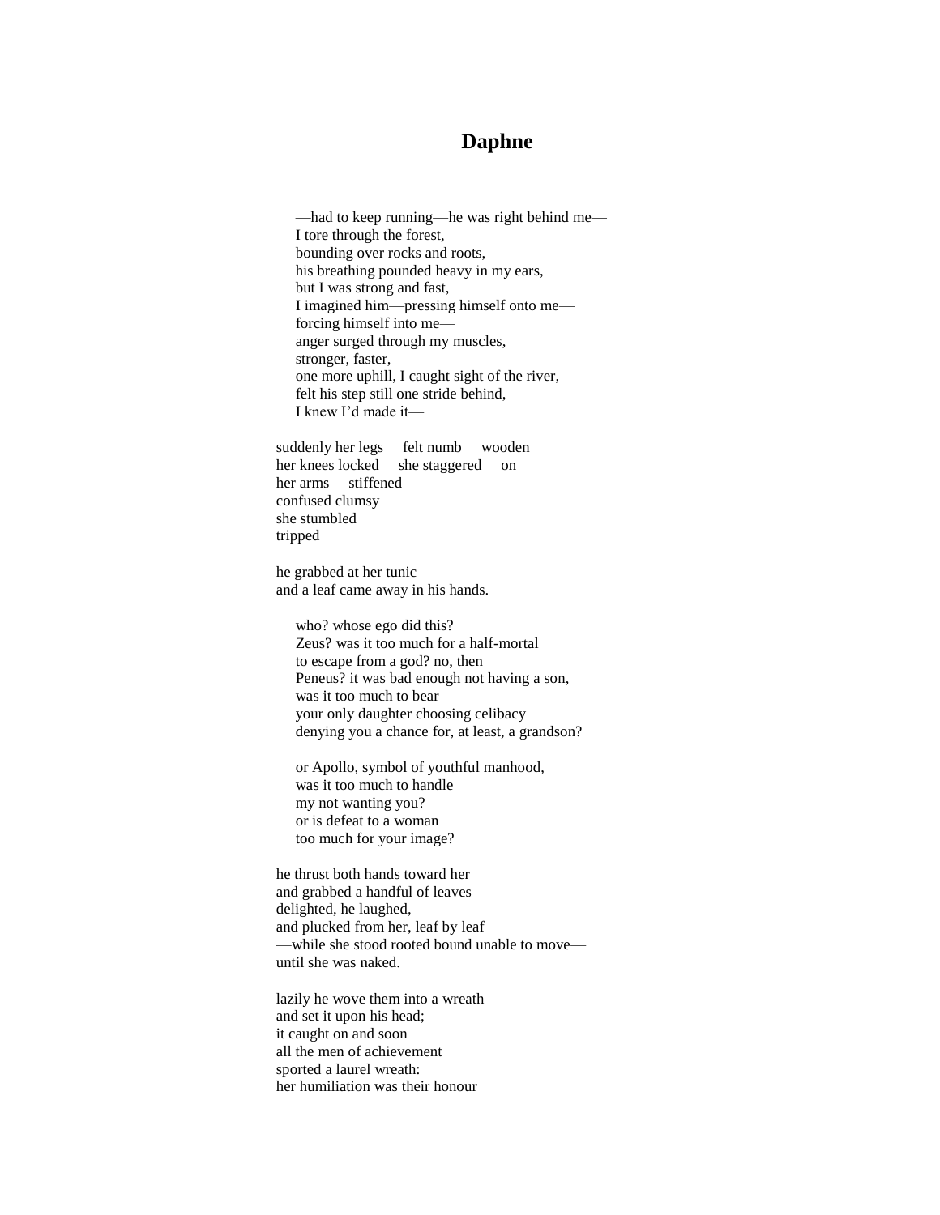# Daphne

—had to keep running—he was right behind me—  
I tore through the forest,  
bounding over rocks and roots,  
his breathing pounded heavy in my ears,  
but I was strong and fast,  
I imagined him—pressing himself onto me—  
forcing himself into me—  
anger surged through my muscles,  
stronger, faster,  
one more uphill, I caught sight of the river,  
felt his step still one stride behind,  
I knew I'd made it—

suddenly her legs &nbsp;&nbsp; felt numb &nbsp;&nbsp; wooden  
her knees locked &nbsp;&nbsp; she staggered &nbsp;&nbsp; on  
her arms &nbsp;&nbsp; stiffened  
confused clumsy  
she stumbled  
tripped

he grabbed at her tunic  
and a leaf came away in his hands.

who? whose ego did this?  
Zeus? was it too much for a half-mortal  
to escape from a god? no, then  
Peneus? it was bad enough not having a son,  
was it too much to bear  
your only daughter choosing celibacy  
denying you a chance for, at least, a grandson?

or Apollo, symbol of youthful manhood,  
was it too much to handle  
my not wanting you?  
or is defeat to a woman  
too much for your image?

he thrust both hands toward her  
and grabbed a handful of leaves  
delighted, he laughed,  
and plucked from her, leaf by leaf  
—while she stood rooted bound unable to move—  
until she was naked.

lazily he wove them into a wreath  
and set it upon his head;  
it caught on and soon  
all the men of achievement  
sported a laurel wreath:  
her humiliation was their honour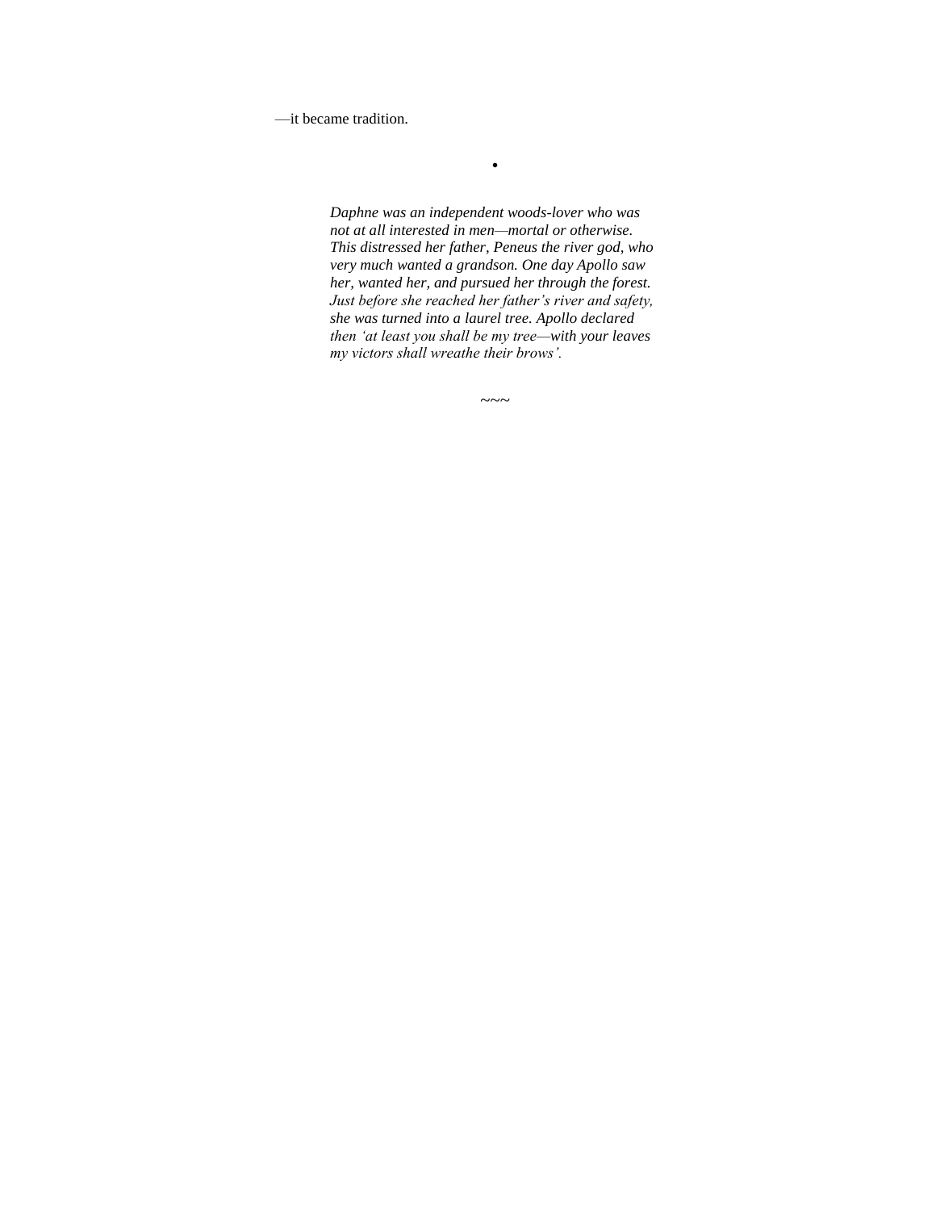—it became tradition.

•

*Daphne was an independent woods-lover who was not at all interested in men—mortal or otherwise. This distressed her father, Peneus the river god, who very much wanted a grandson. One day Apollo saw her, wanted her, and pursued her through the forest. Just before she reached her father's river and safety, she was turned into a laurel tree. Apollo declared then 'at least you shall be my tree—with your leaves my victors shall wreathe their brows'.*

~~~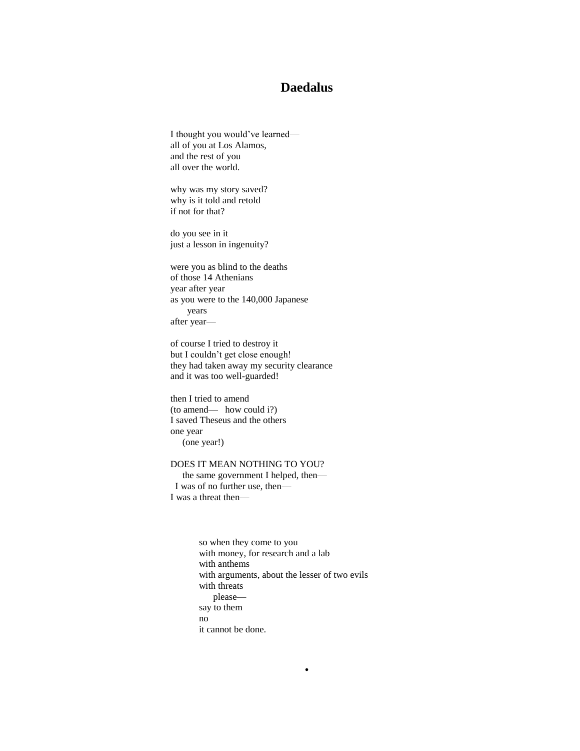# Daedalus

I thought you would've learned—
all of you at Los Alamos,
and the rest of you
all over the world.

why was my story saved?
why is it told and retold
if not for that?

do you see in it
just a lesson in ingenuity?

were you as blind to the deaths
of those 14 Athenians
year after year
as you were to the 140,000 Japanese
&nbsp;&nbsp;&nbsp;&nbsp;&nbsp;&nbsp;years
after year—

of course I tried to destroy it
but I couldn't get close enough!
they had taken away my security clearance
and it was too well-guarded!

then I tried to amend
(to amend—&nbsp;&nbsp;&nbsp;how could i?)
I saved Theseus and the others
one year
&nbsp;&nbsp;&nbsp;&nbsp;(one year!)

DOES IT MEAN NOTHING TO YOU?
&nbsp;&nbsp;&nbsp;&nbsp;the same government I helped, then—
&nbsp;&nbsp;I was of no further use, then—
I was a threat then—

&nbsp;&nbsp;&nbsp;&nbsp;&nbsp;&nbsp;&nbsp;&nbsp;so when they come to you
&nbsp;&nbsp;&nbsp;&nbsp;&nbsp;&nbsp;&nbsp;&nbsp;with money, for research and a lab
&nbsp;&nbsp;&nbsp;&nbsp;&nbsp;&nbsp;&nbsp;&nbsp;with anthems
&nbsp;&nbsp;&nbsp;&nbsp;&nbsp;&nbsp;&nbsp;&nbsp;with arguments, about the lesser of two evils
&nbsp;&nbsp;&nbsp;&nbsp;&nbsp;&nbsp;&nbsp;&nbsp;with threats
&nbsp;&nbsp;&nbsp;&nbsp;&nbsp;&nbsp;&nbsp;&nbsp;&nbsp;&nbsp;&nbsp;&nbsp;please—
&nbsp;&nbsp;&nbsp;&nbsp;&nbsp;&nbsp;&nbsp;&nbsp;say to them
&nbsp;&nbsp;&nbsp;&nbsp;&nbsp;&nbsp;&nbsp;&nbsp;no
&nbsp;&nbsp;&nbsp;&nbsp;&nbsp;&nbsp;&nbsp;&nbsp;it cannot be done.

•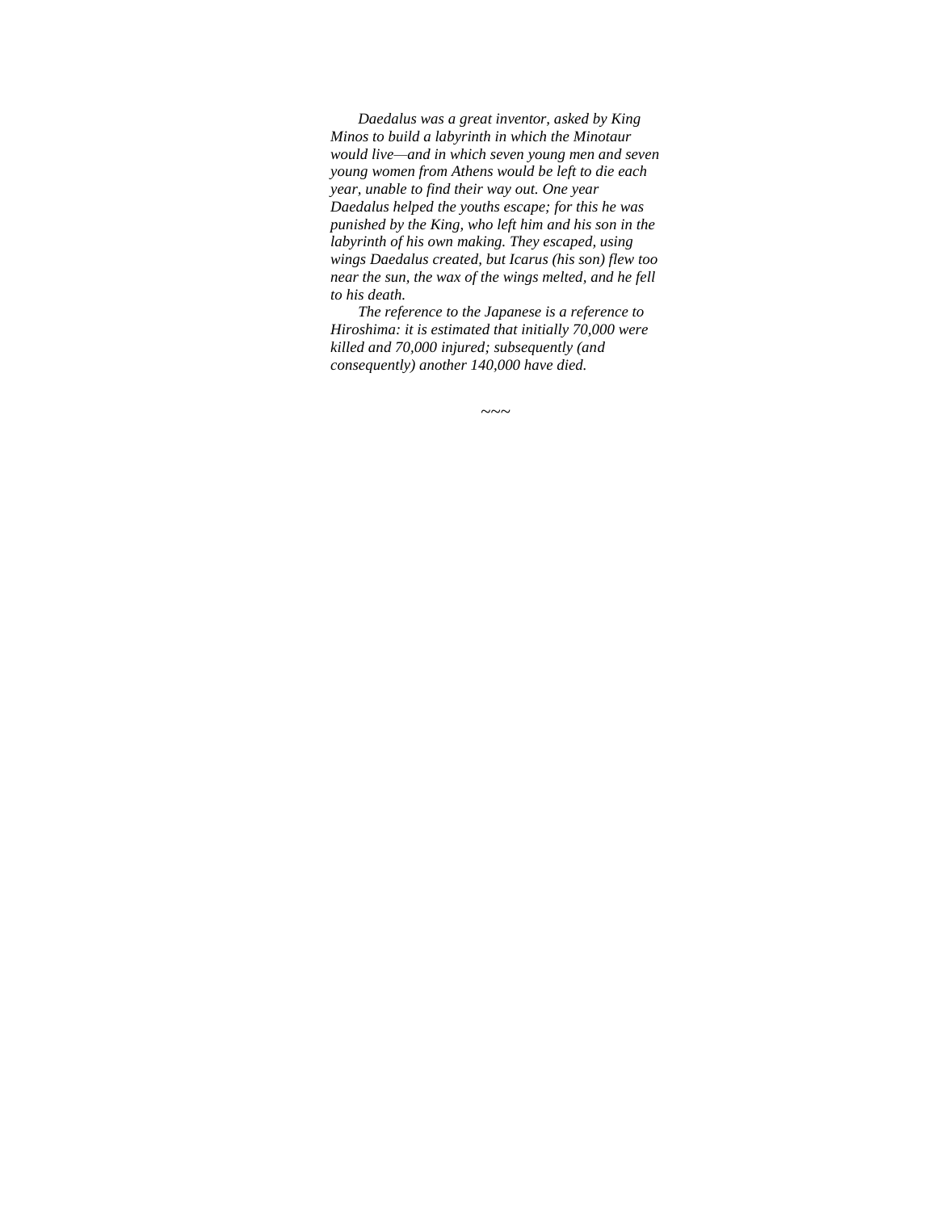*Daedalus was a great inventor, asked by King Minos to build a labyrinth in which the Minotaur would live—and in which seven young men and seven young women from Athens would be left to die each year, unable to find their way out. One year Daedalus helped the youths escape; for this he was punished by the King, who left him and his son in the labyrinth of his own making. They escaped, using wings Daedalus created, but Icarus (his son) flew too near the sun, the wax of the wings melted, and he fell to his death.*

*The reference to the Japanese is a reference to Hiroshima: it is estimated that initially 70,000 were killed and 70,000 injured; subsequently (and consequently) another 140,000 have died.*

~~~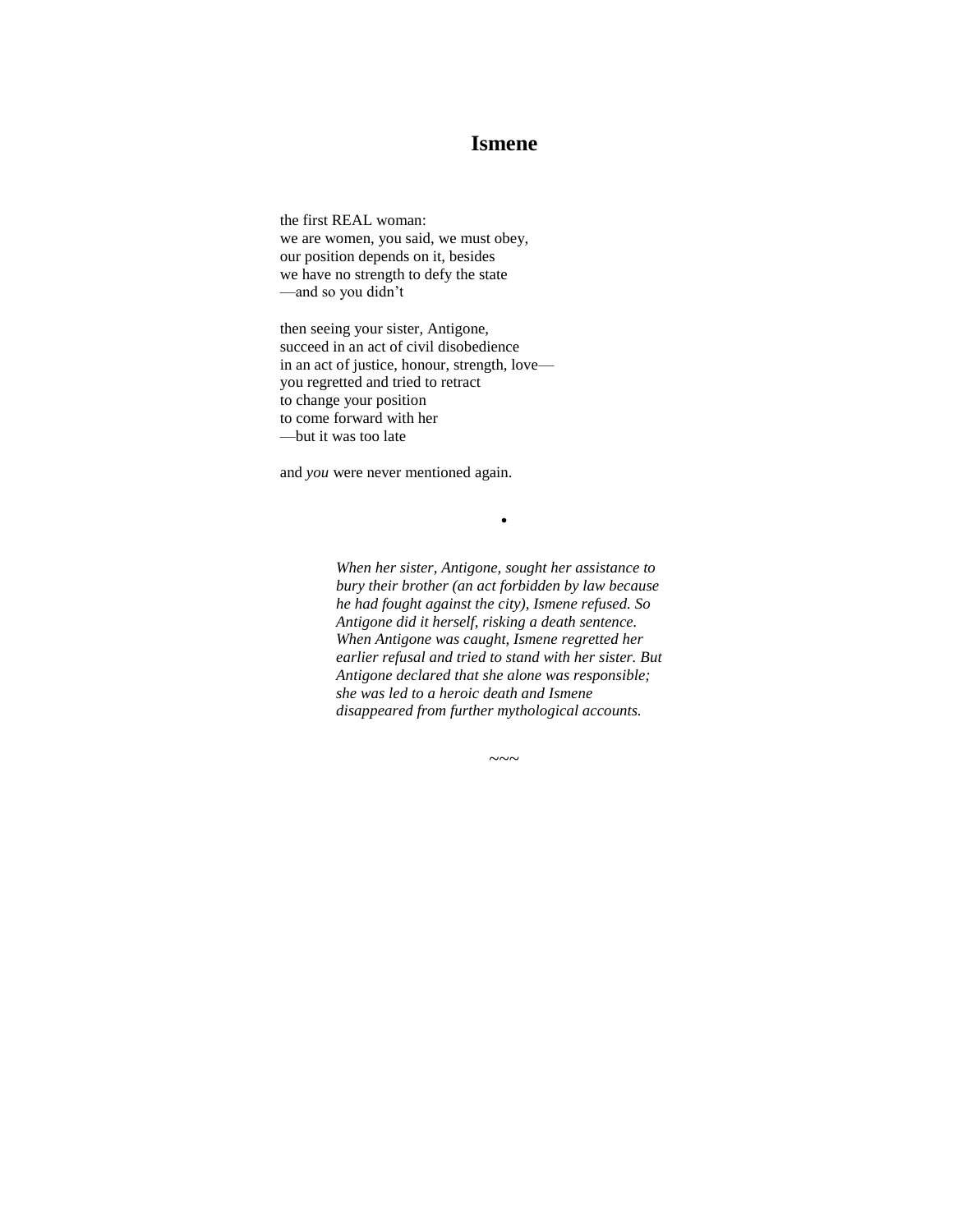## Ismene

the first REAL woman:  
we are women, you said, we must obey,  
our position depends on it, besides  
we have no strength to defy the state  
—and so you didn't

then seeing your sister, Antigone,  
succeed in an act of civil disobedience  
in an act of justice, honour, strength, love—  
you regretted and tried to retract  
to change your position  
to come forward with her  
—but it was too late

and *you* were never mentioned again.

•

*When her sister, Antigone, sought her assistance to bury their brother (an act forbidden by law because he had fought against the city), Ismene refused. So Antigone did it herself, risking a death sentence. When Antigone was caught, Ismene regretted her earlier refusal and tried to stand with her sister. But Antigone declared that she alone was responsible; she was led to a heroic death and Ismene disappeared from further mythological accounts.*

~~~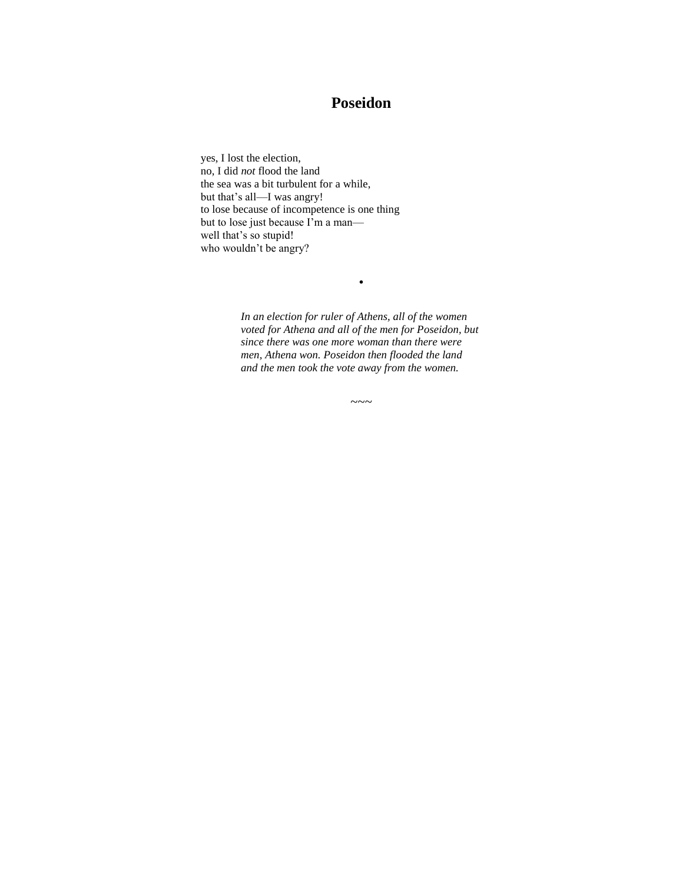# Poseidon

yes, I lost the election,  
no, I did *not* flood the land  
the sea was a bit turbulent for a while,  
but that's all—I was angry!  
to lose because of incompetence is one thing  
but to lose just because I'm a man—  
well that's so stupid!  
who wouldn't be angry?

•

*In an election for ruler of Athens, all of the women voted for Athena and all of the men for Poseidon, but since there was one more woman than there were men, Athena won. Poseidon then flooded the land and the men took the vote away from the women.*

~~~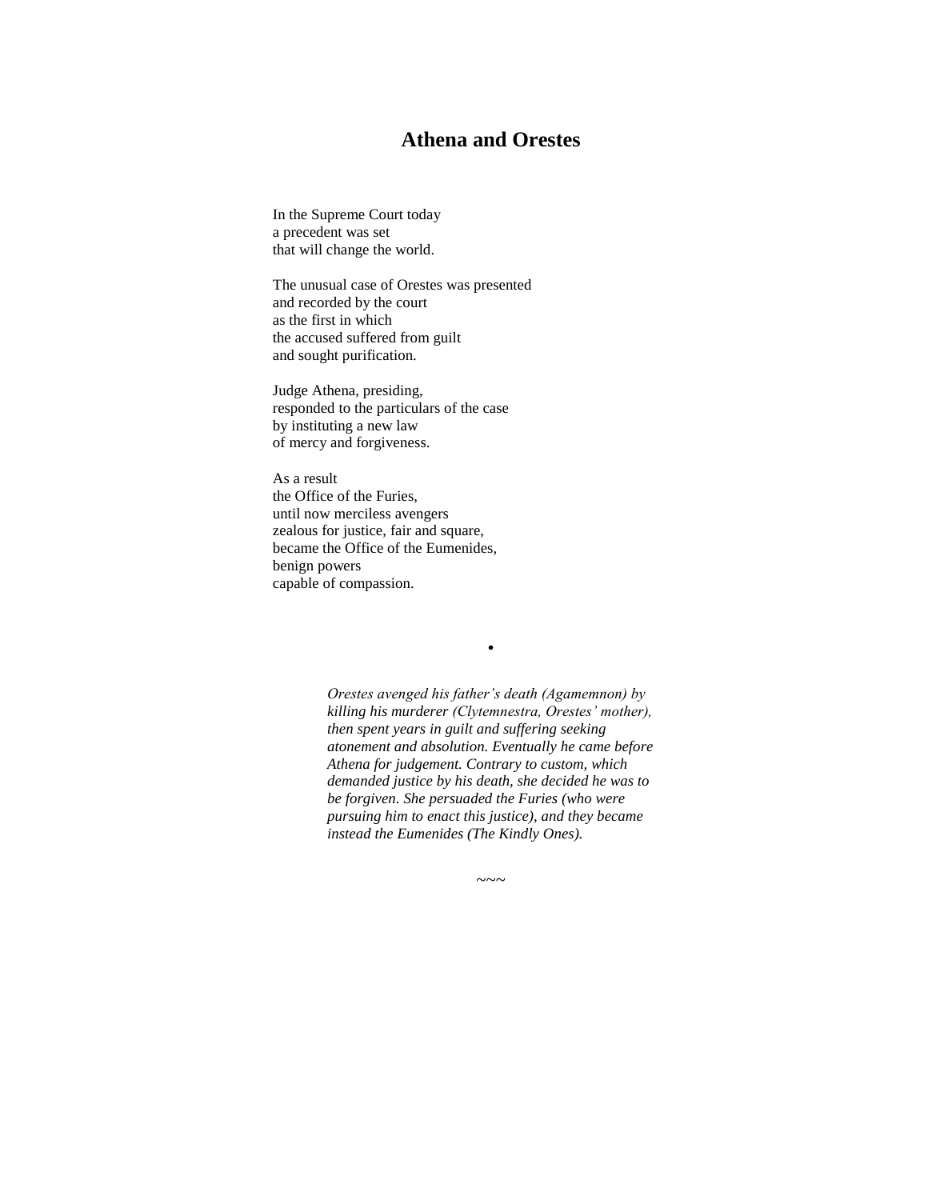## Athena and Orestes

In the Supreme Court today  
a precedent was set  
that will change the world.

The unusual case of Orestes was presented  
and recorded by the court  
as the first in which  
the accused suffered from guilt  
and sought purification.

Judge Athena, presiding,  
responded to the particulars of the case  
by instituting a new law  
of mercy and forgiveness.

As a result  
the Office of the Furies,  
until now merciless avengers  
zealous for justice, fair and square,  
became the Office of the Eumenides,  
benign powers  
capable of compassion.

•

*Orestes avenged his father's death (Agamemnon) by killing his murderer (Clytemnestra, Orestes' mother), then spent years in guilt and suffering seeking atonement and absolution. Eventually he came before Athena for judgement. Contrary to custom, which demanded justice by his death, she decided he was to be forgiven. She persuaded the Furies (who were pursuing him to enact this justice), and they became instead the Eumenides (The Kindly Ones).*

~~~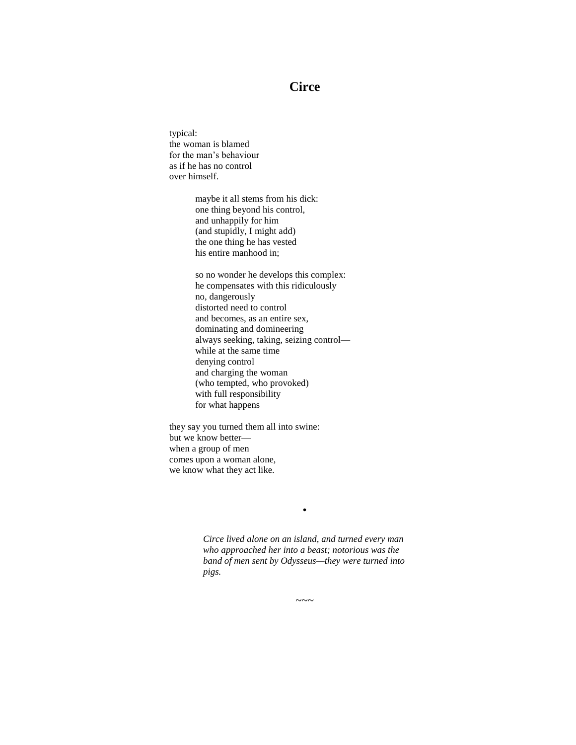# Circe

typical:  
the woman is blamed  
for the man's behaviour  
as if he has no control  
over himself.

> maybe it all stems from his dick:  
> one thing beyond his control,  
> and unhappily for him  
> (and stupidly, I might add)  
> the one thing he has vested  
> his entire manhood in;
>
> so no wonder he develops this complex:  
> he compensates with this ridiculously  
> no, dangerously  
> distorted need to control  
> and becomes, as an entire sex,  
> dominating and domineering  
> always seeking, taking, seizing control—  
> while at the same time  
> denying control  
> and charging the woman  
> (who tempted, who provoked)  
> with full responsibility  
> for what happens

they say you turned them all into swine:  
but we know better—  
when a group of men  
comes upon a woman alone,  
we know what they act like.

•

> *Circe lived alone on an island, and turned every man who approached her into a beast; notorious was the band of men sent by Odysseus—they were turned into pigs.*

~~~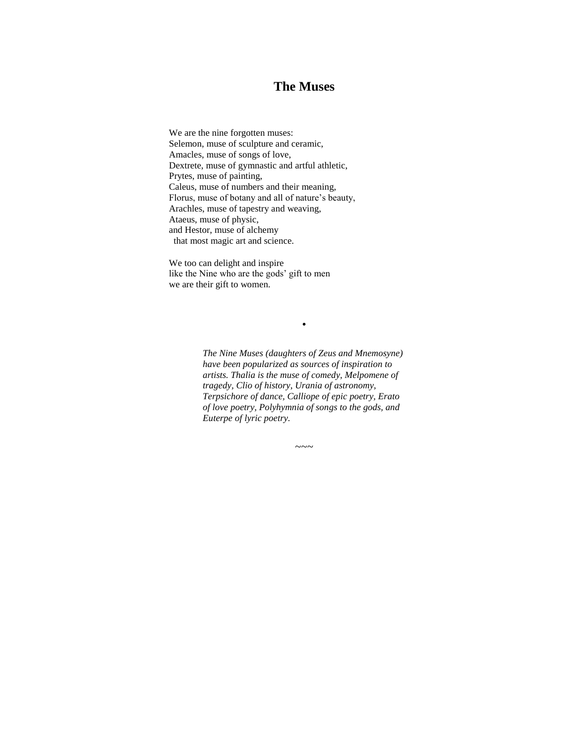## The Muses

We are the nine forgotten muses:  
Selemon, muse of sculpture and ceramic,  
Amacles, muse of songs of love,  
Dextrete, muse of gymnastic and artful athletic,  
Prytes, muse of painting,  
Caleus, muse of numbers and their meaning,  
Florus, muse of botany and all of nature's beauty,  
Arachles, muse of tapestry and weaving,  
Ataeus, muse of physic,  
and Hestor, muse of alchemy  
  that most magic art and science.

We too can delight and inspire  
like the Nine who are the gods' gift to men  
we are their gift to women.

•

*The Nine Muses (daughters of Zeus and Mnemosyne) have been popularized as sources of inspiration to artists. Thalia is the muse of comedy, Melpomene of tragedy, Clio of history, Urania of astronomy, Terpsichore of dance, Calliope of epic poetry, Erato of love poetry, Polyhymnia of songs to the gods, and Euterpe of lyric poetry.*

~~~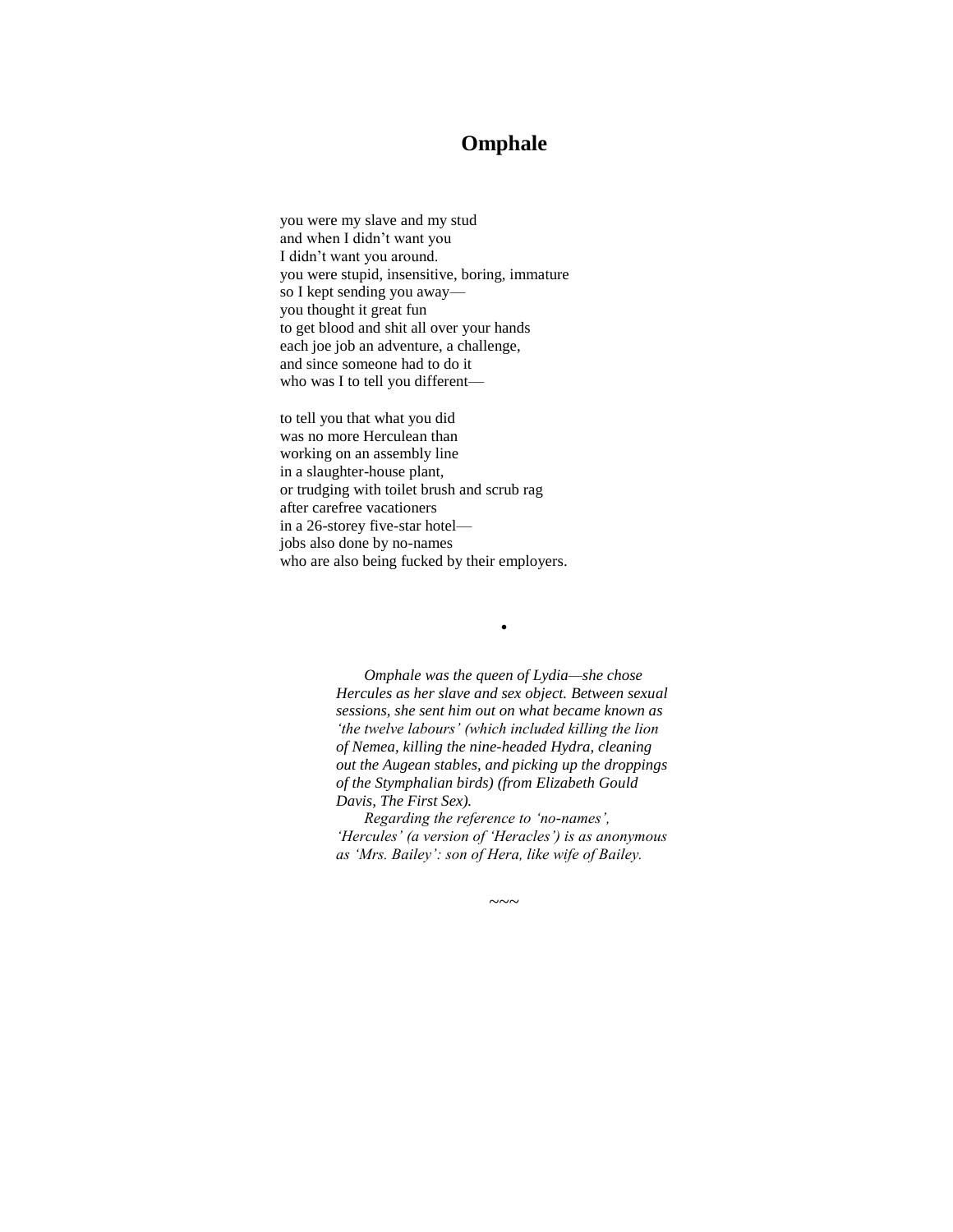# Omphale

you were my slave and my stud  
and when I didn't want you  
I didn't want you around.  
you were stupid, insensitive, boring, immature  
so I kept sending you away—  
you thought it great fun  
to get blood and shit all over your hands  
each joe job an adventure, a challenge,  
and since someone had to do it  
who was I to tell you different—

to tell you that what you did  
was no more Herculean than  
working on an assembly line  
in a slaughter-house plant,  
or trudging with toilet brush and scrub rag  
after carefree vacationers  
in a 26-storey five-star hotel—  
jobs also done by no-names  
who are also being fucked by their employers.

•

*Omphale was the queen of Lydia—she chose Hercules as her slave and sex object. Between sexual sessions, she sent him out on what became known as 'the twelve labours' (which included killing the lion of Nemea, killing the nine-headed Hydra, cleaning out the Augean stables, and picking up the droppings of the Stymphalian birds) (from Elizabeth Gould Davis, The First Sex).*

*Regarding the reference to 'no-names', 'Hercules' (a version of 'Heracles') is as anonymous as 'Mrs. Bailey': son of Hera, like wife of Bailey.*

~~~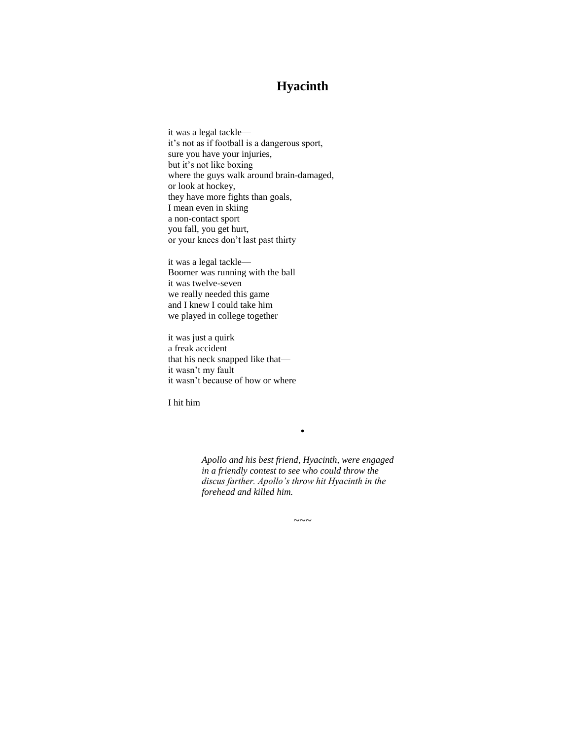# Hyacinth

it was a legal tackle—
it's not as if football is a dangerous sport,
sure you have your injuries,
but it's not like boxing
where the guys walk around brain-damaged,
or look at hockey,
they have more fights than goals,
I mean even in skiing
a non-contact sport
you fall, you get hurt,
or your knees don't last past thirty

it was a legal tackle—
Boomer was running with the ball
it was twelve-seven
we really needed this game
and I knew I could take him
we played in college together

it was just a quirk
a freak accident
that his neck snapped like that—
it wasn't my fault
it wasn't because of how or where

I hit him

•

*Apollo and his best friend, Hyacinth, were engaged in a friendly contest to see who could throw the discus farther. Apollo's throw hit Hyacinth in the forehead and killed him.*

~~~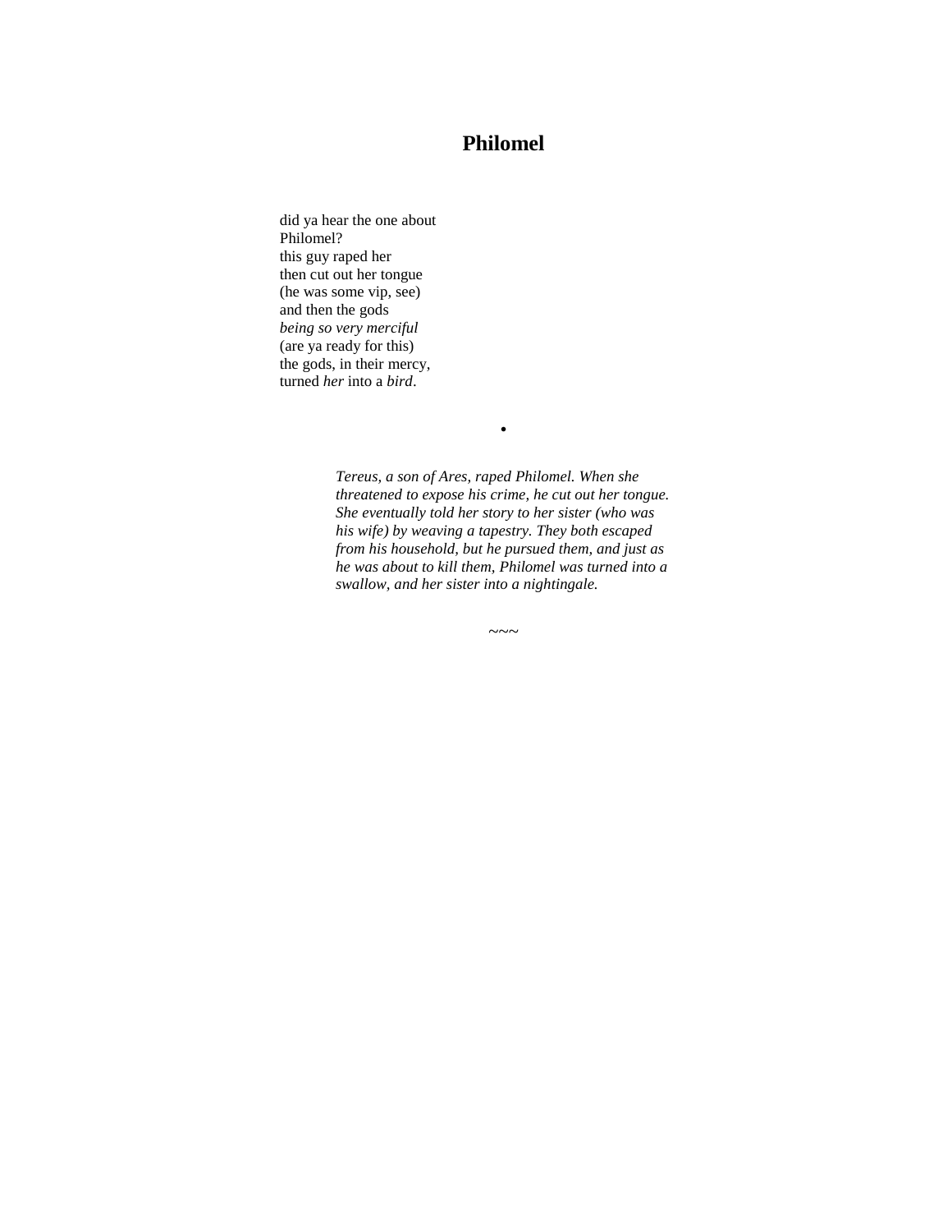# Philomel

did ya hear the one about  
Philomel?  
this guy raped her  
then cut out her tongue  
(he was some vip, see)  
and then the gods  
*being so very merciful*  
(are ya ready for this)  
the gods, in their mercy,  
turned *her* into a *bird*.

•

*Tereus, a son of Ares, raped Philomel. When she threatened to expose his crime, he cut out her tongue. She eventually told her story to her sister (who was his wife) by weaving a tapestry. They both escaped from his household, but he pursued them, and just as he was about to kill them, Philomel was turned into a swallow, and her sister into a nightingale.*

~~~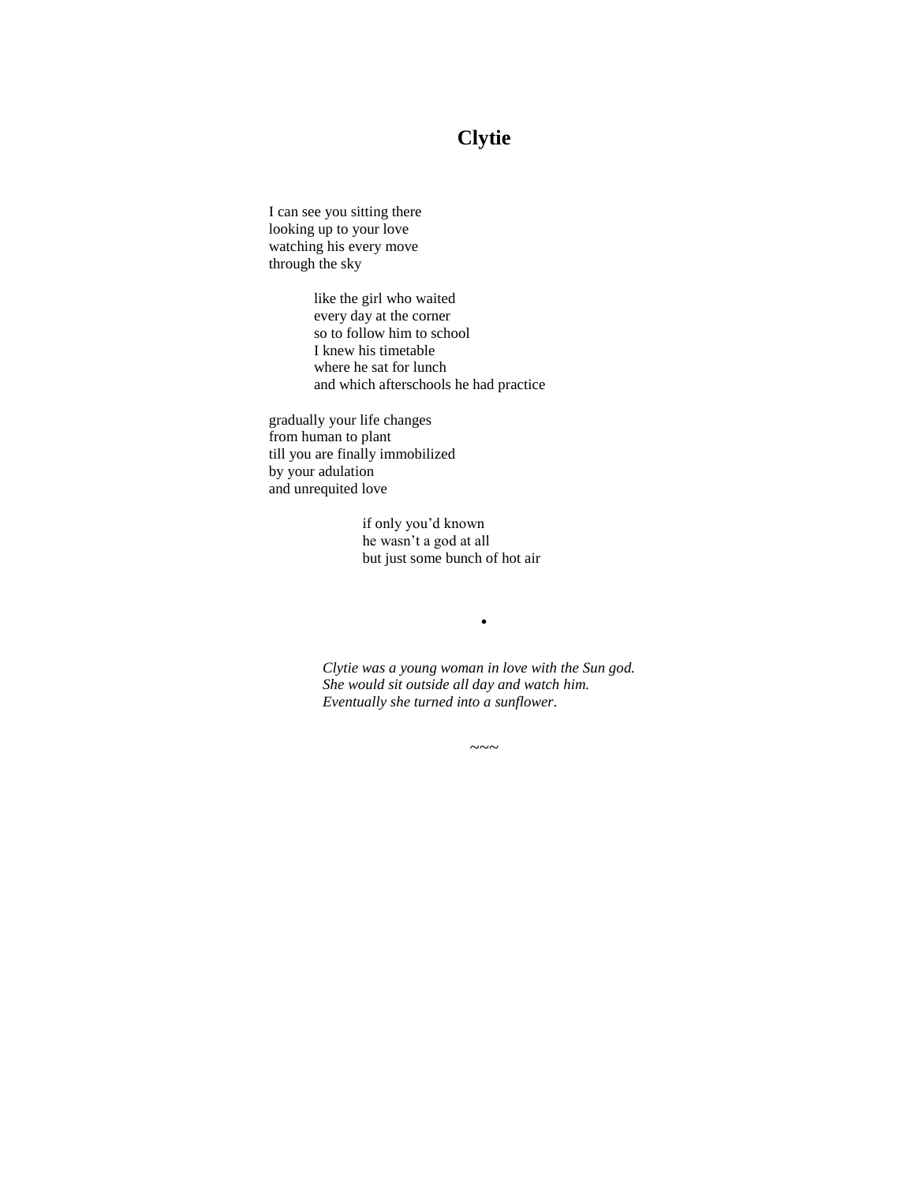# Clytie

I can see you sitting there
looking up to your love
watching his every move
through the sky

> like the girl who waited
> every day at the corner
> so to follow him to school
> I knew his timetable
> where he sat for lunch
> and which afterschools he had practice

gradually your life changes
from human to plant
till you are finally immobilized
by your adulation
and unrequited love

> > if only you'd known
> > he wasn't a god at all
> > but just some bunch of hot air

•

*Clytie was a young woman in love with the Sun god.*
*She would sit outside all day and watch him.*
*Eventually she turned into a sunflower.*

~~~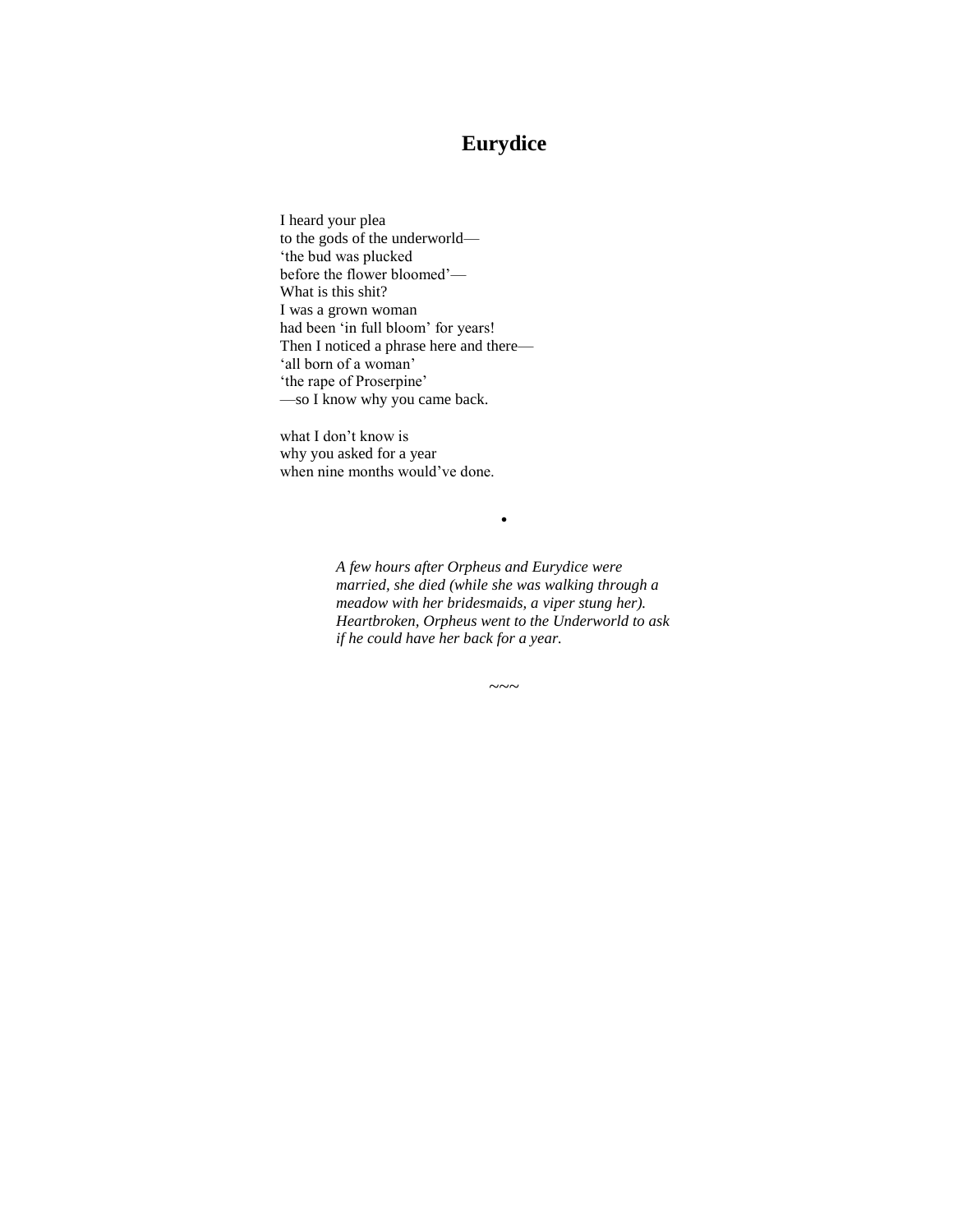# Eurydice

I heard your plea  
to the gods of the underworld—  
'the bud was plucked  
before the flower bloomed'—  
What is this shit?  
I was a grown woman  
had been 'in full bloom' for years!  
Then I noticed a phrase here and there—  
'all born of a woman'  
'the rape of Proserpine'  
—so I know why you came back.

what I don't know is  
why you asked for a year  
when nine months would've done.

•

*A few hours after Orpheus and Eurydice were married, she died (while she was walking through a meadow with her bridesmaids, a viper stung her). Heartbroken, Orpheus went to the Underworld to ask if he could have her back for a year.*

~~~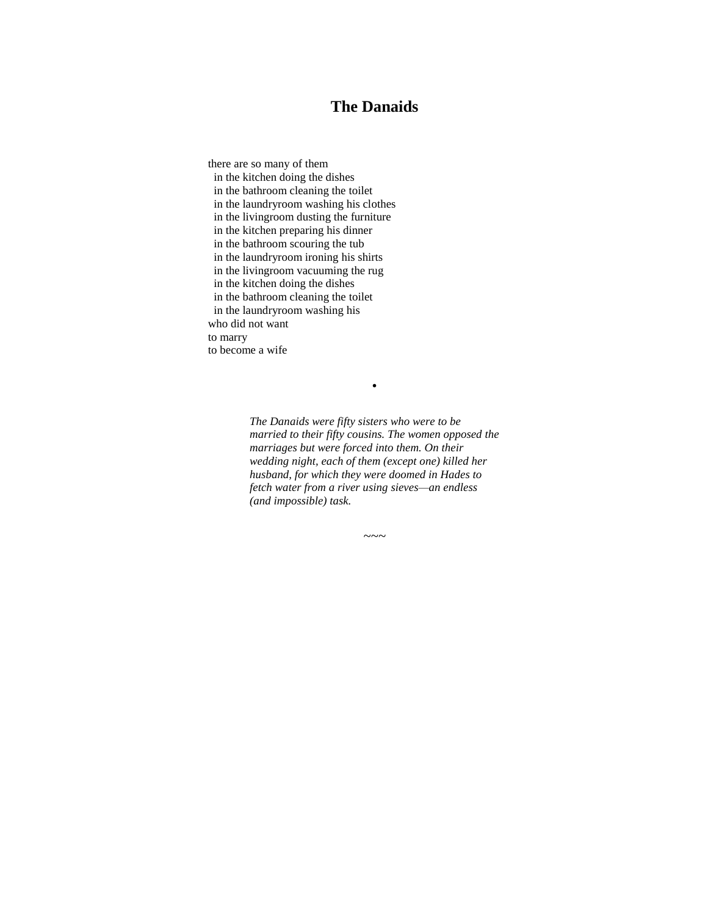## The Danaids

there are so many of them  
&nbsp;&nbsp;in the kitchen doing the dishes  
&nbsp;&nbsp;in the bathroom cleaning the toilet  
&nbsp;&nbsp;in the laundryroom washing his clothes  
&nbsp;&nbsp;in the livingroom dusting the furniture  
&nbsp;&nbsp;in the kitchen preparing his dinner  
&nbsp;&nbsp;in the bathroom scouring the tub  
&nbsp;&nbsp;in the laundryroom ironing his shirts  
&nbsp;&nbsp;in the livingroom vacuuming the rug  
&nbsp;&nbsp;in the kitchen doing the dishes  
&nbsp;&nbsp;in the bathroom cleaning the toilet  
&nbsp;&nbsp;in the laundryroom washing his  
who did not want  
to marry  
to become a wife

•

*The Danaids were fifty sisters who were to be married to their fifty cousins. The women opposed the marriages but were forced into them. On their wedding night, each of them (except one) killed her husband, for which they were doomed in Hades to fetch water from a river using sieves—an endless (and impossible) task.*

~~~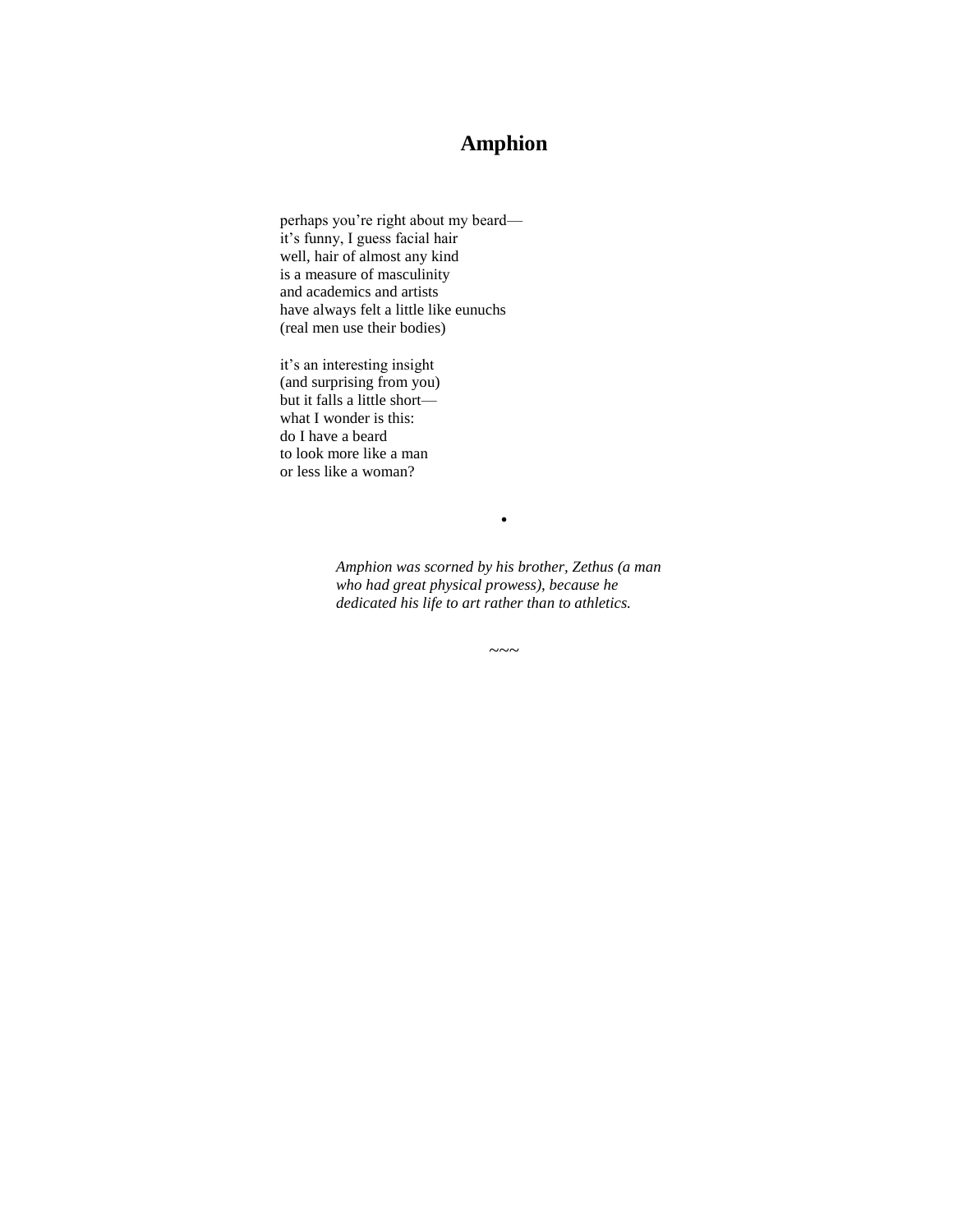# Amphion

perhaps you're right about my beard—  
it's funny, I guess facial hair  
well, hair of almost any kind  
is a measure of masculinity  
and academics and artists  
have always felt a little like eunuchs  
(real men use their bodies)

it's an interesting insight  
(and surprising from you)  
but it falls a little short—  
what I wonder is this:  
do I have a beard  
to look more like a man  
or less like a woman?

•

*Amphion was scorned by his brother, Zethus (a man who had great physical prowess), because he dedicated his life to art rather than to athletics.*

~~~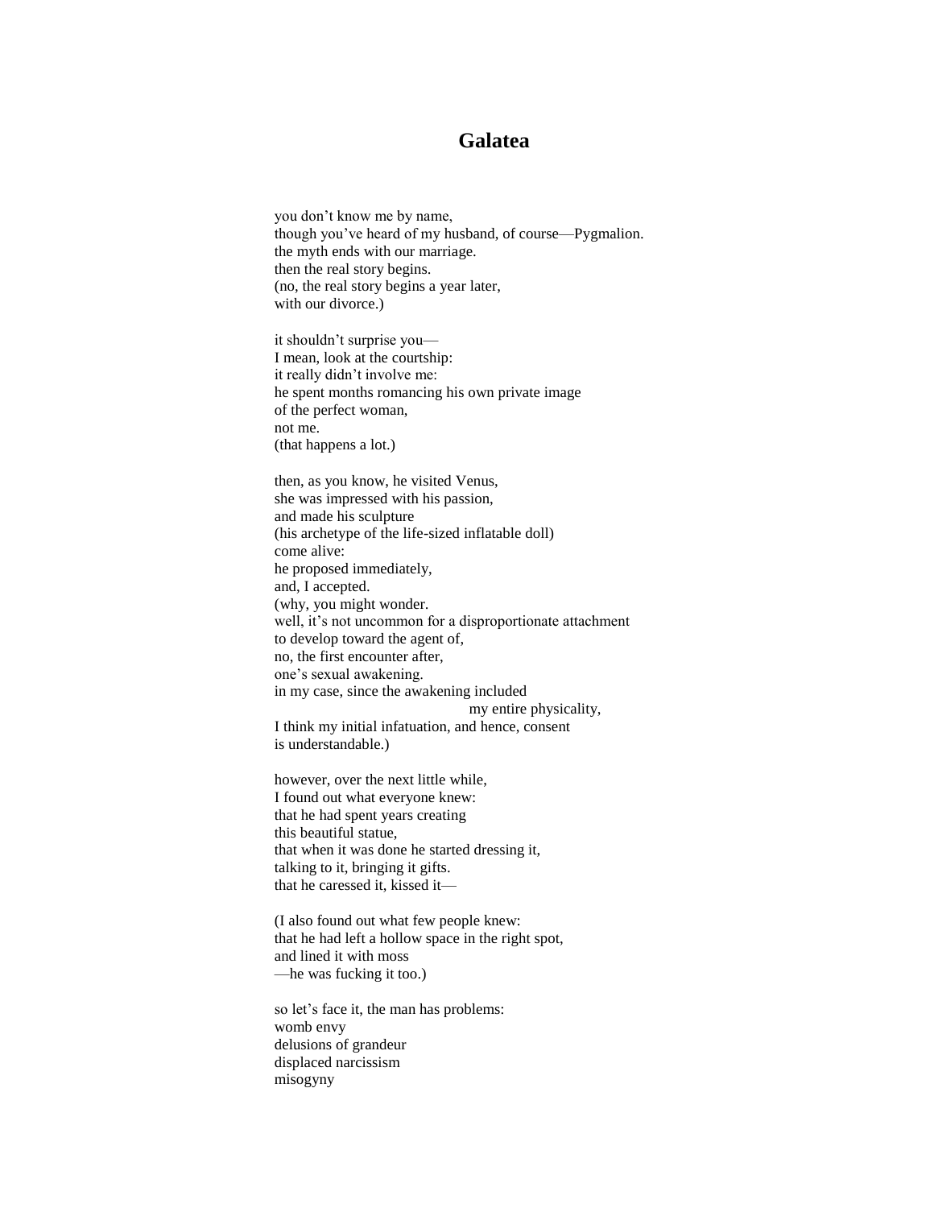# Galatea

you don't know me by name,
though you've heard of my husband, of course—Pygmalion.
the myth ends with our marriage.
then the real story begins.
(no, the real story begins a year later,
with our divorce.)

it shouldn't surprise you—
I mean, look at the courtship:
it really didn't involve me:
he spent months romancing his own private image
of the perfect woman,
not me.
(that happens a lot.)

then, as you know, he visited Venus,
she was impressed with his passion,
and made his sculpture
(his archetype of the life-sized inflatable doll)
come alive:
he proposed immediately,
and, I accepted.
(why, you might wonder.
well, it's not uncommon for a disproportionate attachment
to develop toward the agent of,
no, the first encounter after,
one's sexual awakening.
in my case, since the awakening included
                                        my entire physicality,
I think my initial infatuation, and hence, consent
is understandable.)

however, over the next little while,
I found out what everyone knew:
that he had spent years creating
this beautiful statue,
that when it was done he started dressing it,
talking to it, bringing it gifts.
that he caressed it, kissed it—

(I also found out what few people knew:
that he had left a hollow space in the right spot,
and lined it with moss
—he was fucking it too.)

so let's face it, the man has problems:
womb envy
delusions of grandeur
displaced narcissism
misogyny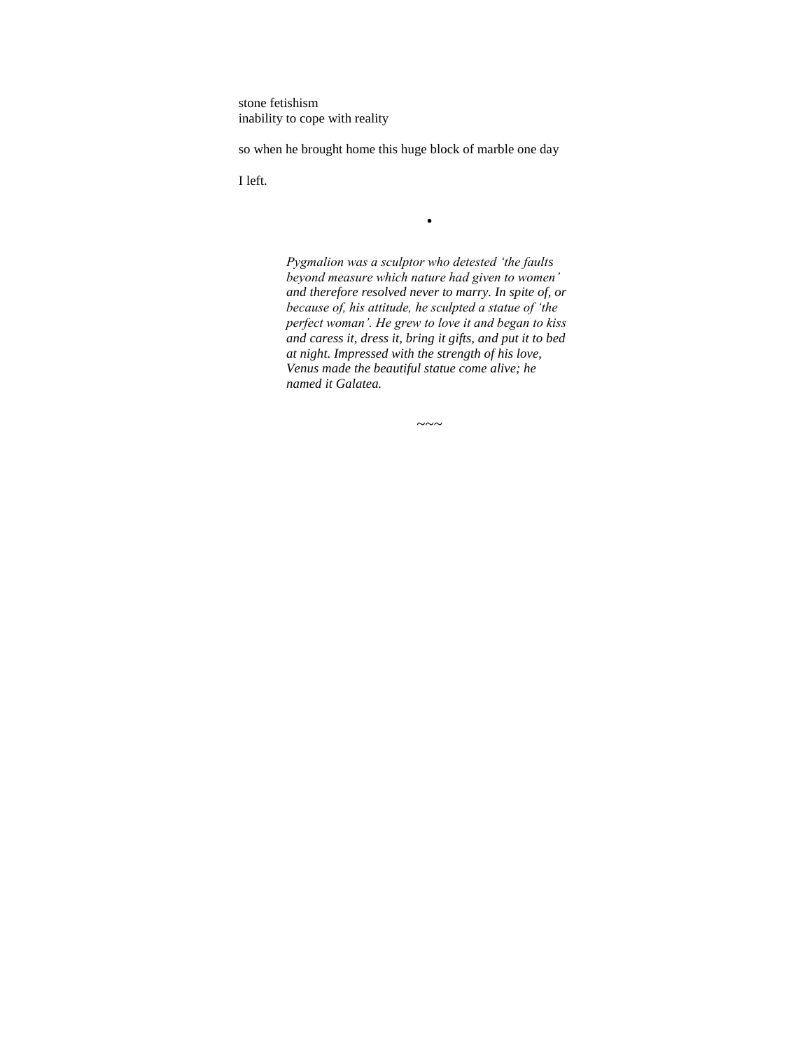stone fetishism
inability to cope with reality

so when he brought home this huge block of marble one day

I left.

•

*Pygmalion was a sculptor who detested 'the faults beyond measure which nature had given to women' and therefore resolved never to marry. In spite of, or because of, his attitude, he sculpted a statue of 'the perfect woman'. He grew to love it and began to kiss and caress it, dress it, bring it gifts, and put it to bed at night. Impressed with the strength of his love, Venus made the beautiful statue come alive; he named it Galatea.*

~~~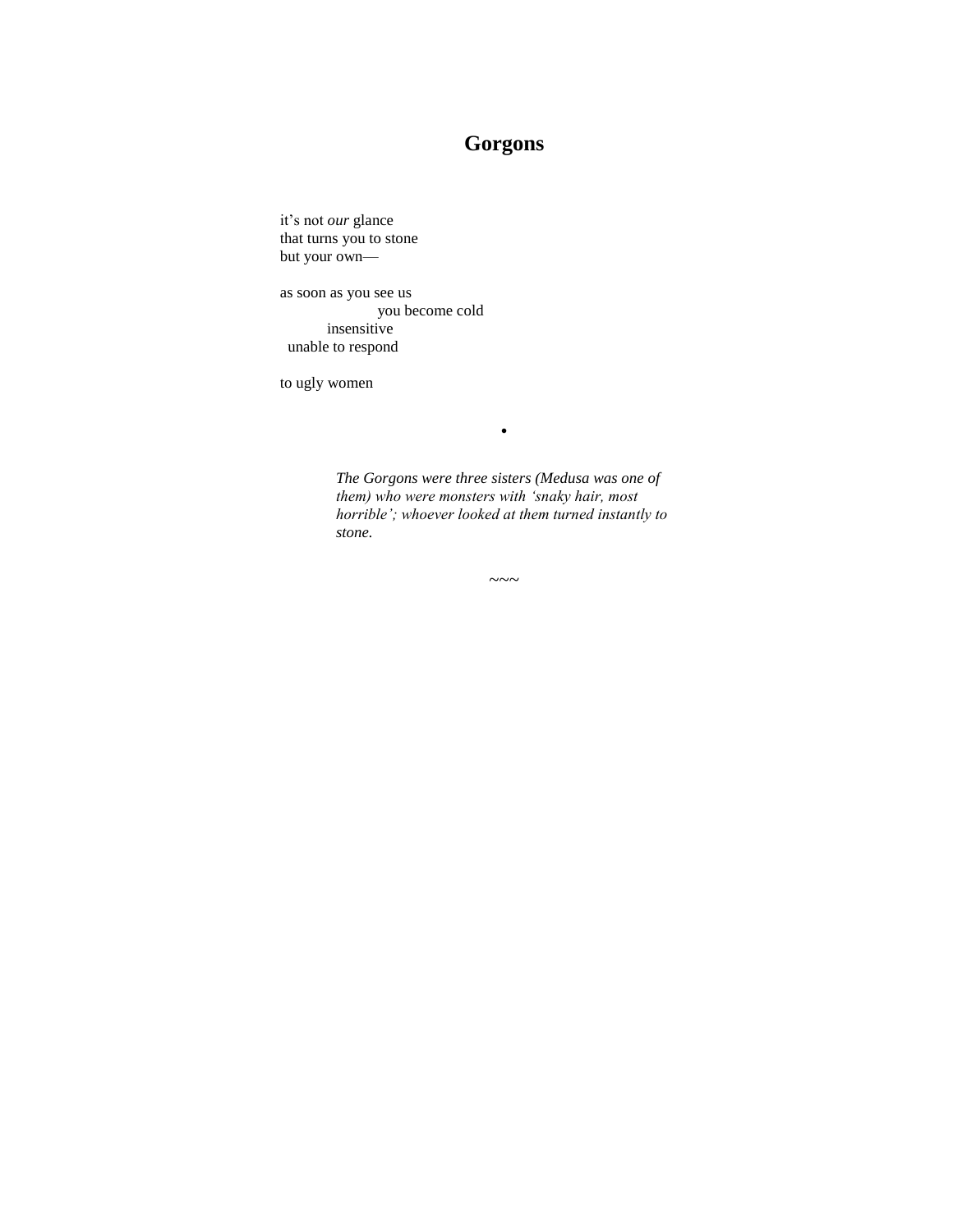# Gorgons

it's not *our* glance  
that turns you to stone  
but your own—

as soon as you see us  
                    you become cold  
          insensitive  
  unable to respond

to ugly women

•

*The Gorgons were three sisters (Medusa was one of them) who were monsters with 'snaky hair, most horrible'; whoever looked at them turned instantly to stone.*

~~~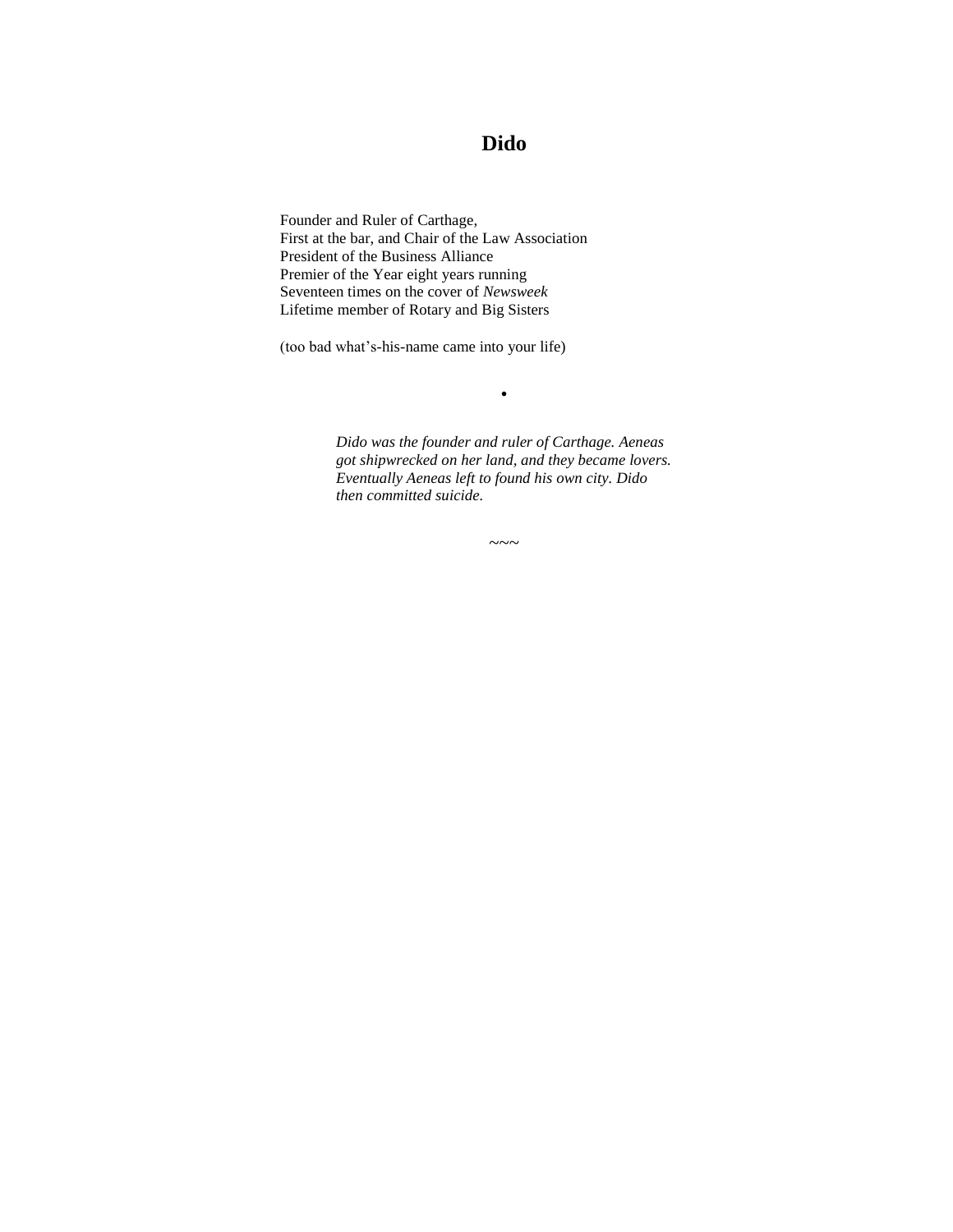# Dido

Founder and Ruler of Carthage,  
First at the bar, and Chair of the Law Association  
President of the Business Alliance  
Premier of the Year eight years running  
Seventeen times on the cover of *Newsweek*  
Lifetime member of Rotary and Big Sisters

(too bad what's-his-name came into your life)

•

*Dido was the founder and ruler of Carthage. Aeneas got shipwrecked on her land, and they became lovers. Eventually Aeneas left to found his own city. Dido then committed suicide.*

~~~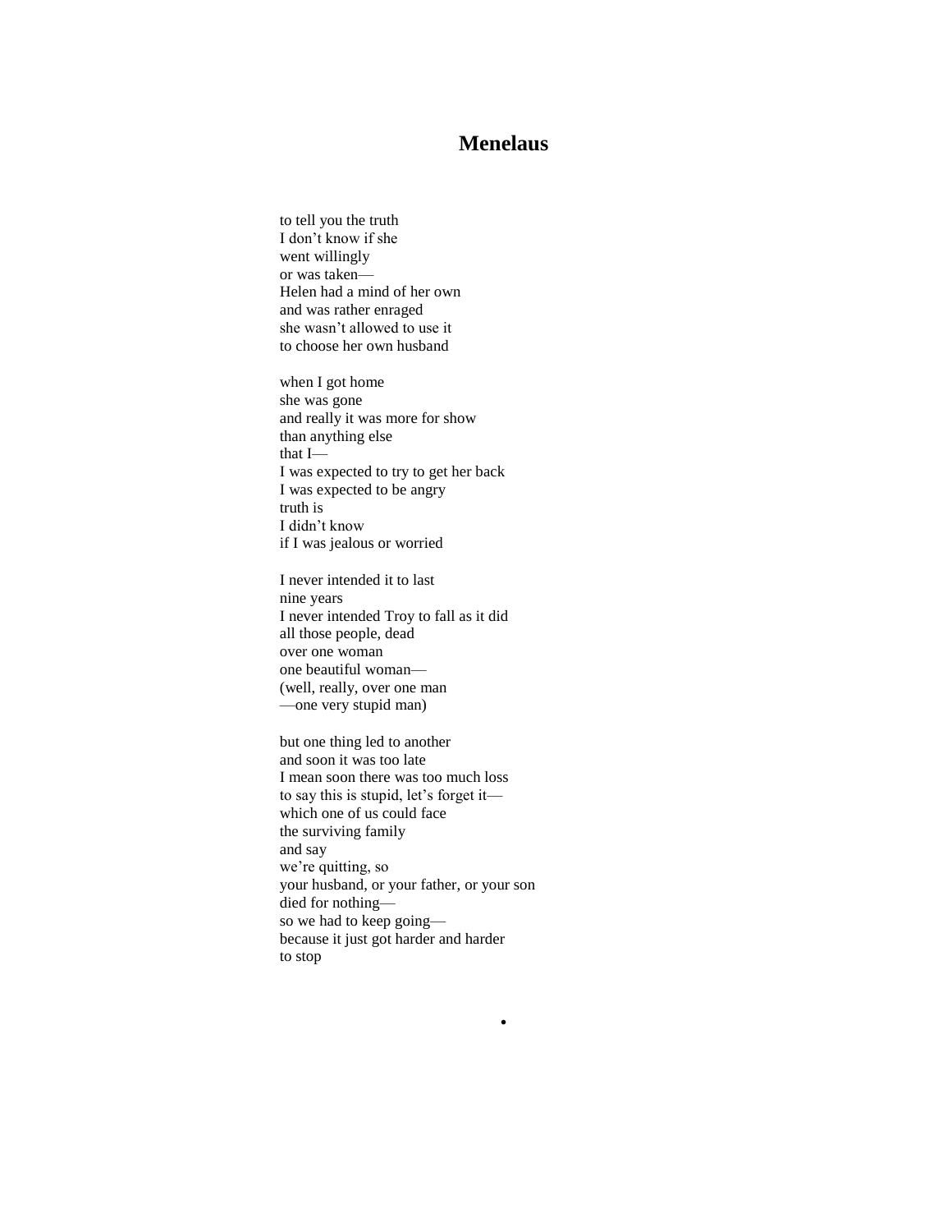# Menelaus

to tell you the truth
I don't know if she
went willingly
or was taken—
Helen had a mind of her own
and was rather enraged
she wasn't allowed to use it
to choose her own husband

when I got home
she was gone
and really it was more for show
than anything else
that I—
I was expected to try to get her back
I was expected to be angry
truth is
I didn't know
if I was jealous or worried

I never intended it to last
nine years
I never intended Troy to fall as it did
all those people, dead
over one woman
one beautiful woman—
(well, really, over one man
—one very stupid man)

but one thing led to another
and soon it was too late
I mean soon there was too much loss
to say this is stupid, let's forget it—
which one of us could face
the surviving family
and say
we're quitting, so
your husband, or your father, or your son
died for nothing—
so we had to keep going—
because it just got harder and harder
to stop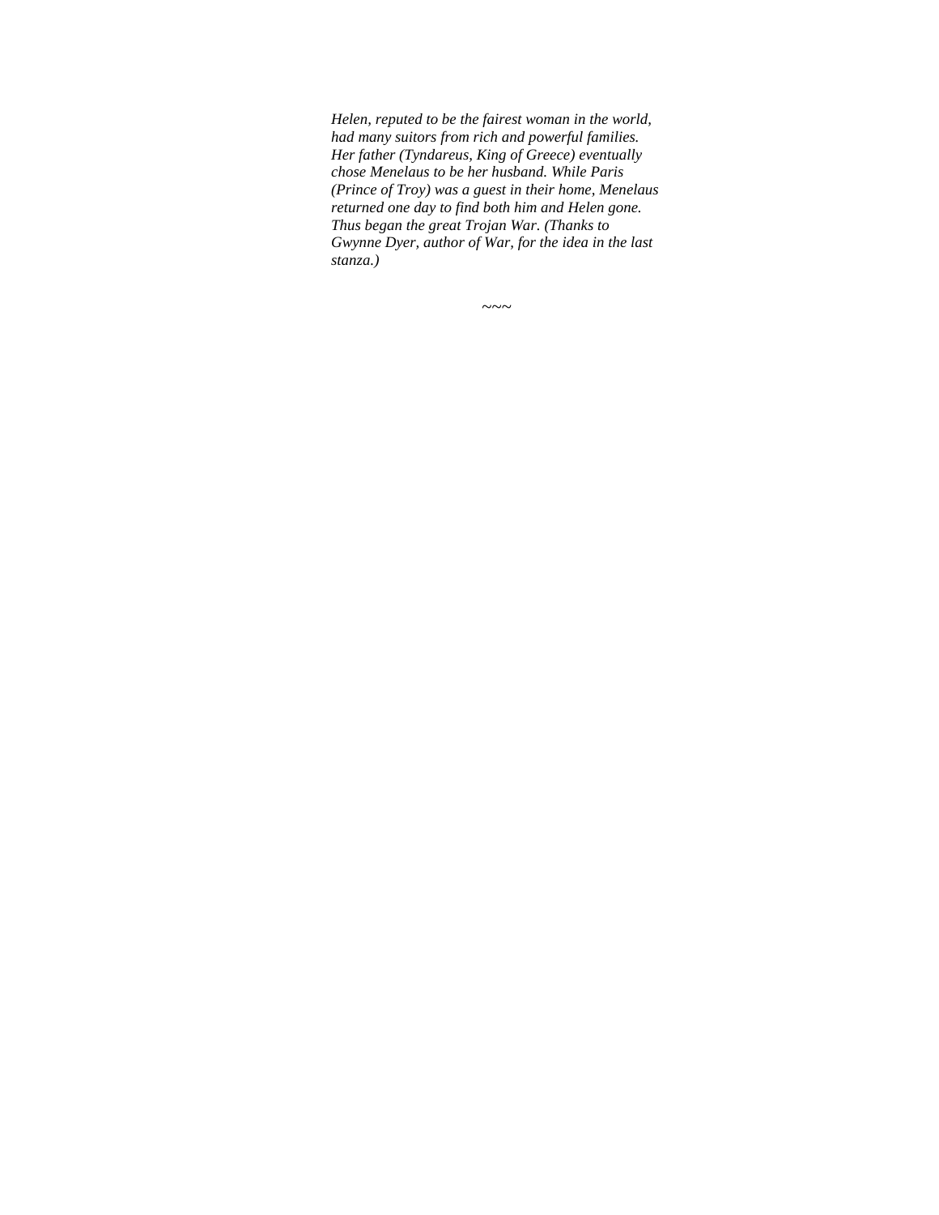*Helen, reputed to be the fairest woman in the world, had many suitors from rich and powerful families. Her father (Tyndareus, King of Greece) eventually chose Menelaus to be her husband. While Paris (Prince of Troy) was a guest in their home, Menelaus returned one day to find both him and Helen gone. Thus began the great Trojan War. (Thanks to Gwynne Dyer, author of War, for the idea in the last stanza.)*

~~~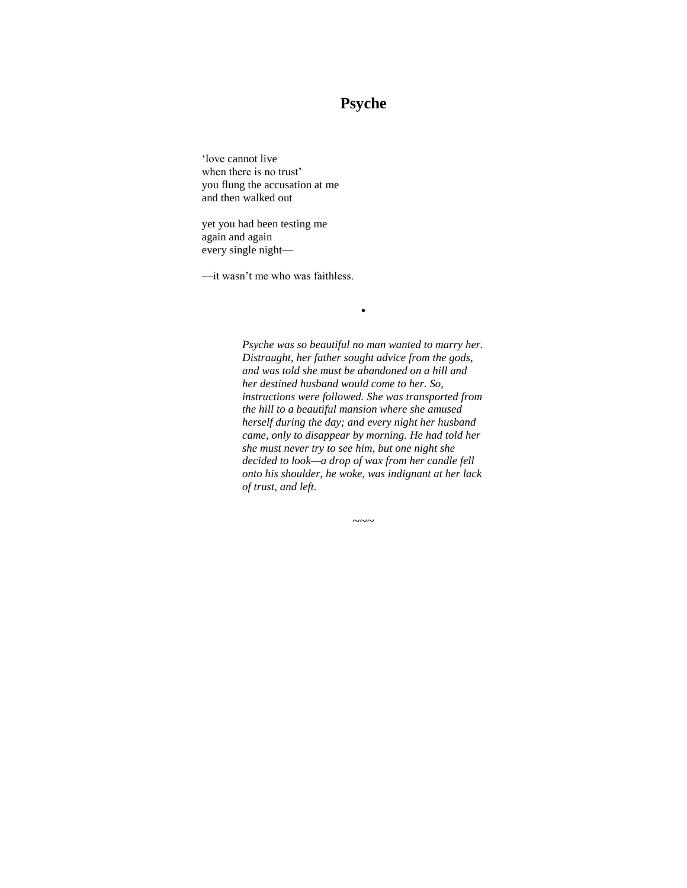# Psyche

‘love cannot live  
when there is no trust’  
you flung the accusation at me  
and then walked out

yet you had been testing me  
again and again  
every single night—

—it wasn’t me who was faithless.

•

*Psyche was so beautiful no man wanted to marry her. Distraught, her father sought advice from the gods, and was told she must be abandoned on a hill and her destined husband would come to her. So, instructions were followed. She was transported from the hill to a beautiful mansion where she amused herself during the day; and every night her husband came, only to disappear by morning. He had told her she must never try to see him, but one night she decided to look—a drop of wax from her candle fell onto his shoulder, he woke, was indignant at her lack of trust, and left.*

~~~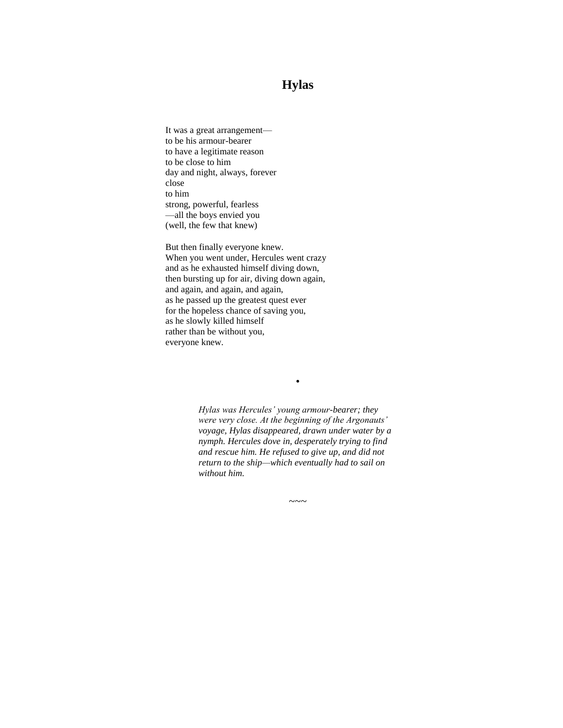# Hylas

It was a great arrangement—  
to be his armour-bearer  
to have a legitimate reason  
to be close to him  
day and night, always, forever  
close  
to him  
strong, powerful, fearless  
—all the boys envied you  
(well, the few that knew)

But then finally everyone knew.  
When you went under, Hercules went crazy  
and as he exhausted himself diving down,  
then bursting up for air, diving down again,  
and again, and again, and again,  
as he passed up the greatest quest ever  
for the hopeless chance of saving you,  
as he slowly killed himself  
rather than be without you,  
everyone knew.

•

*Hylas was Hercules' young armour-bearer; they were very close. At the beginning of the Argonauts' voyage, Hylas disappeared, drawn under water by a nymph. Hercules dove in, desperately trying to find and rescue him. He refused to give up, and did not return to the ship—which eventually had to sail on without him.*

~~~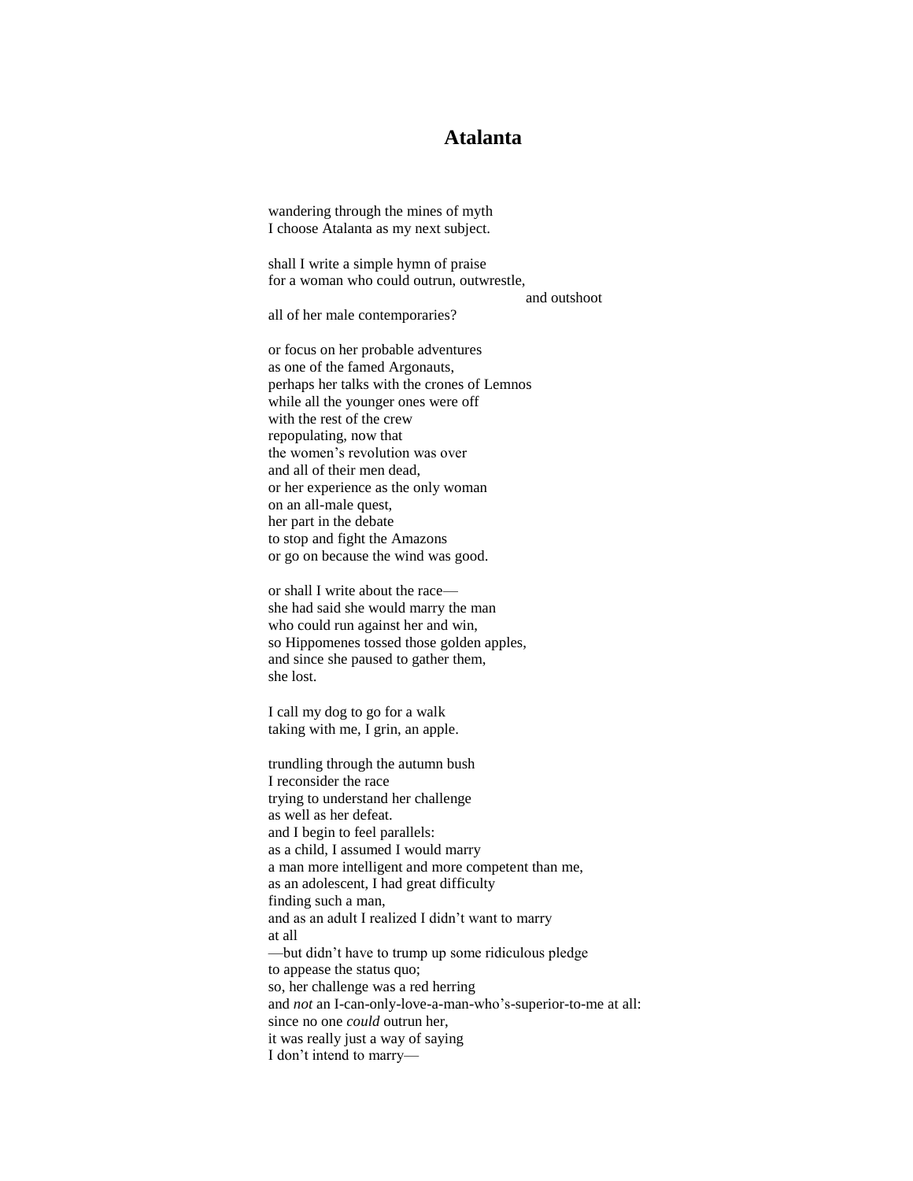# Atalanta

wandering through the mines of myth
I choose Atalanta as my next subject.

shall I write a simple hymn of praise
for a woman who could outrun, outwrestle,
                                                            and outshoot
all of her male contemporaries?

or focus on her probable adventures
as one of the famed Argonauts,
perhaps her talks with the crones of Lemnos
while all the younger ones were off
with the rest of the crew
repopulating, now that
the women's revolution was over
and all of their men dead,
or her experience as the only woman
on an all-male quest,
her part in the debate
to stop and fight the Amazons
or go on because the wind was good.

or shall I write about the race—
she had said she would marry the man
who could run against her and win,
so Hippomenes tossed those golden apples,
and since she paused to gather them,
she lost.

I call my dog to go for a walk
taking with me, I grin, an apple.

trundling through the autumn bush
I reconsider the race
trying to understand her challenge
as well as her defeat.
and I begin to feel parallels:
as a child, I assumed I would marry
a man more intelligent and more competent than me,
as an adolescent, I had great difficulty
finding such a man,
and as an adult I realized I didn't want to marry
at all
—but didn't have to trump up some ridiculous pledge
to appease the status quo;
so, her challenge was a red herring
and *not* an I-can-only-love-a-man-who's-superior-to-me at all:
since no one *could* outrun her,
it was really just a way of saying
I don't intend to marry—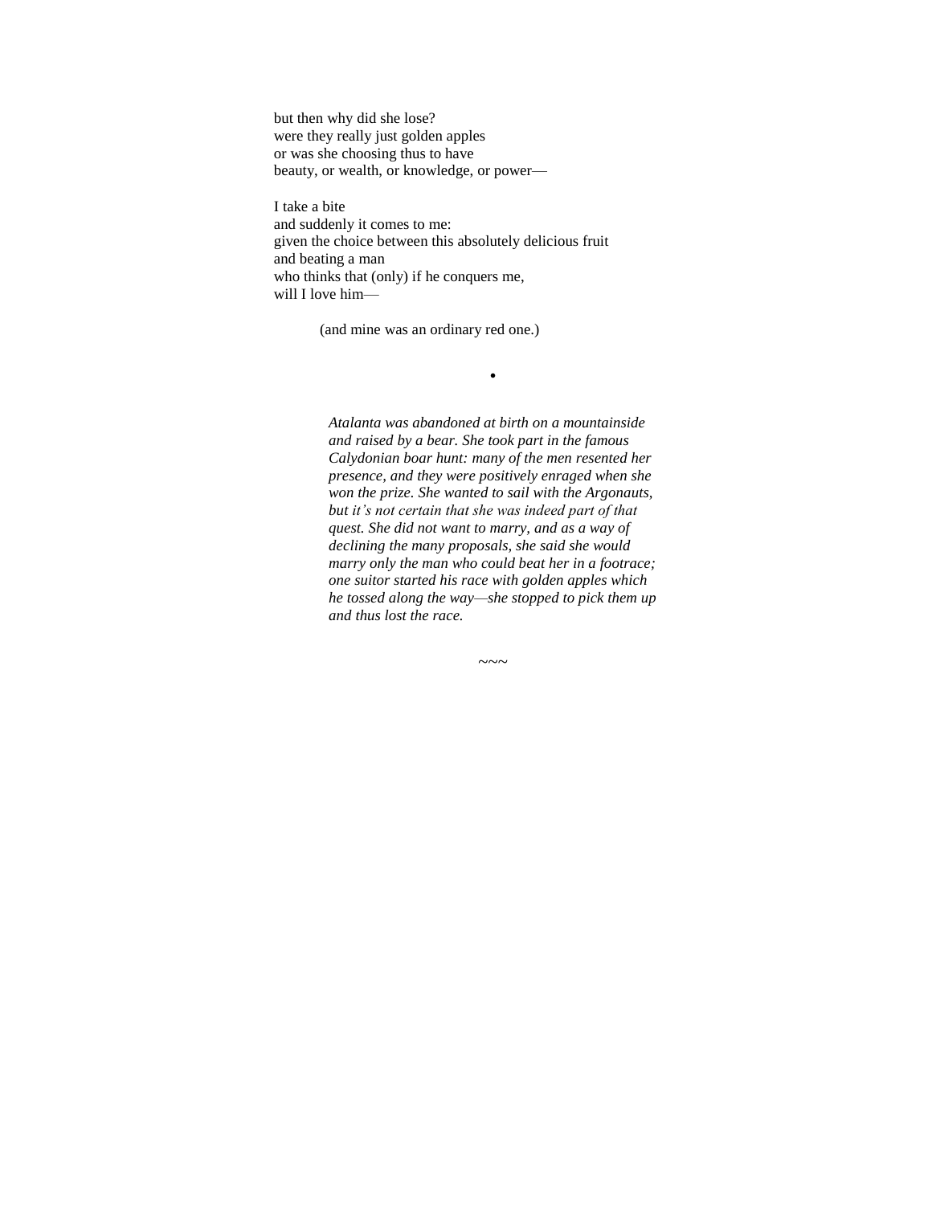but then why did she lose?
were they really just golden apples
or was she choosing thus to have
beauty, or wealth, or knowledge, or power—

I take a bite
and suddenly it comes to me:
given the choice between this absolutely delicious fruit
and beating a man
who thinks that (only) if he conquers me,
will I love him—

(and mine was an ordinary red one.)

•

*Atalanta was abandoned at birth on a mountainside and raised by a bear. She took part in the famous Calydonian boar hunt: many of the men resented her presence, and they were positively enraged when she won the prize. She wanted to sail with the Argonauts, but it's not certain that she was indeed part of that quest. She did not want to marry, and as a way of declining the many proposals, she said she would marry only the man who could beat her in a footrace; one suitor started his race with golden apples which he tossed along the way—she stopped to pick them up and thus lost the race.*

~~~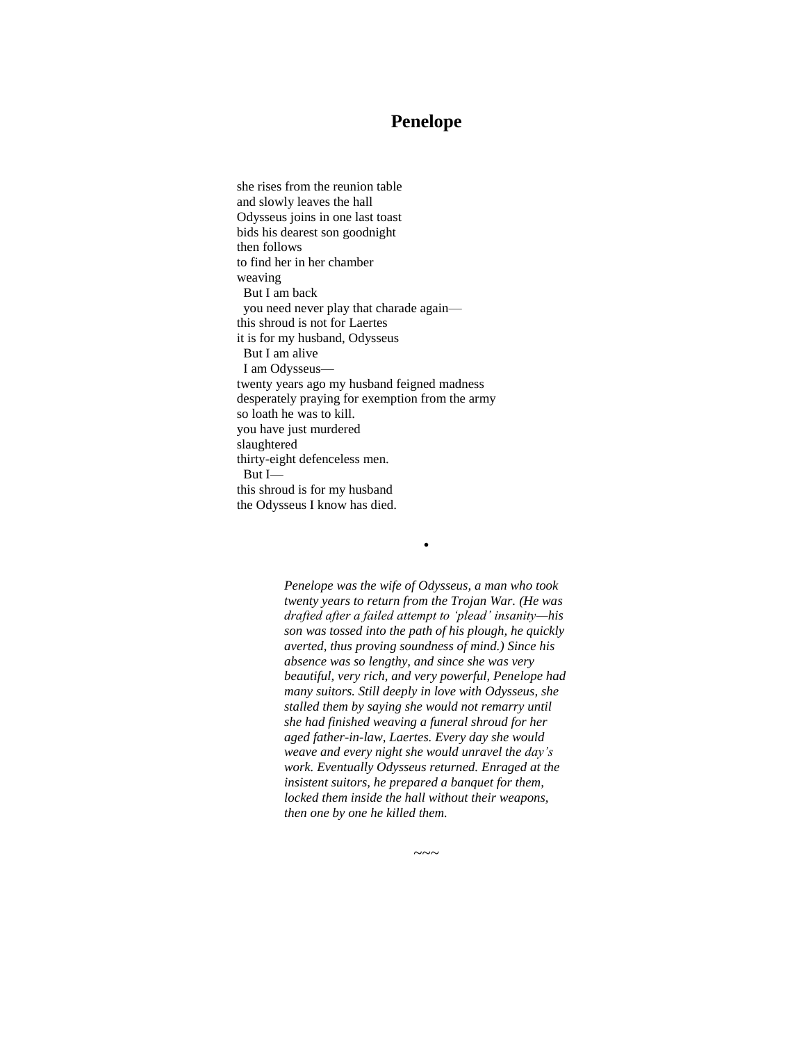# Penelope

she rises from the reunion table
and slowly leaves the hall
Odysseus joins in one last toast
bids his dearest son goodnight
then follows
to find her in her chamber
weaving
  But I am back
  you need never play that charade again—
this shroud is not for Laertes
it is for my husband, Odysseus
  But I am alive
  I am Odysseus—
twenty years ago my husband feigned madness
desperately praying for exemption from the army
so loath he was to kill.
you have just murdered
slaughtered
thirty-eight defenceless men.
  But I—
this shroud is for my husband
the Odysseus I know has died.

•

*Penelope was the wife of Odysseus, a man who took twenty years to return from the Trojan War. (He was drafted after a failed attempt to 'plead' insanity—his son was tossed into the path of his plough, he quickly averted, thus proving soundness of mind.) Since his absence was so lengthy, and since she was very beautiful, very rich, and very powerful, Penelope had many suitors. Still deeply in love with Odysseus, she stalled them by saying she would not remarry until she had finished weaving a funeral shroud for her aged father-in-law, Laertes. Every day she would weave and every night she would unravel the day's work. Eventually Odysseus returned. Enraged at the insistent suitors, he prepared a banquet for them, locked them inside the hall without their weapons, then one by one he killed them.*

~~~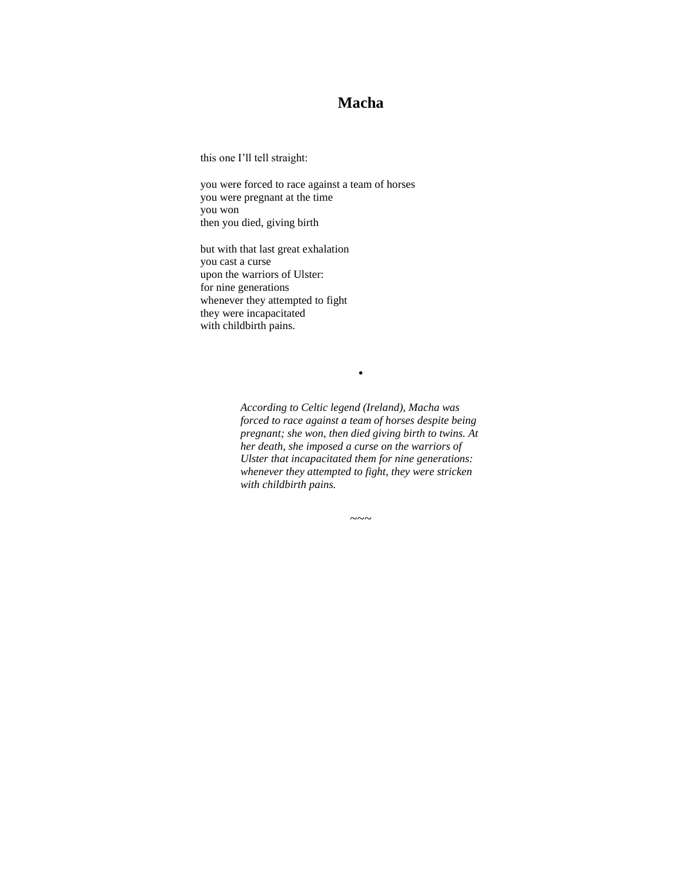# Macha

this one I'll tell straight:

you were forced to race against a team of horses  
you were pregnant at the time  
you won  
then you died, giving birth

but with that last great exhalation  
you cast a curse  
upon the warriors of Ulster:  
for nine generations  
whenever they attempted to fight  
they were incapacitated  
with childbirth pains.

•

*According to Celtic legend (Ireland), Macha was forced to race against a team of horses despite being pregnant; she won, then died giving birth to twins. At her death, she imposed a curse on the warriors of Ulster that incapacitated them for nine generations: whenever they attempted to fight, they were stricken with childbirth pains.*

~~~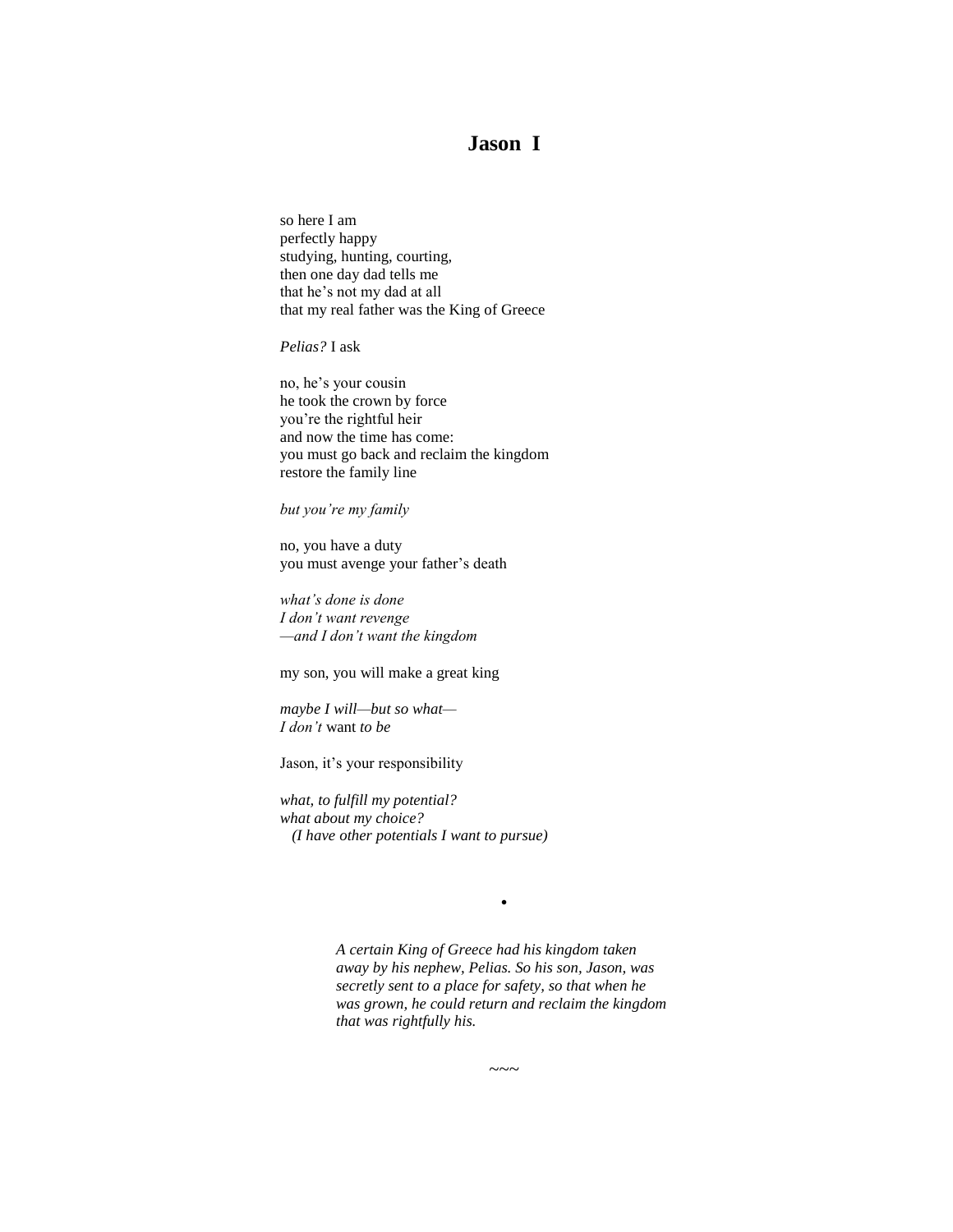## Jason I

so here I am  
perfectly happy  
studying, hunting, courting,  
then one day dad tells me  
that he's not my dad at all  
that my real father was the King of Greece

*Pelias?* I ask

no, he's your cousin  
he took the crown by force  
you're the rightful heir  
and now the time has come:  
you must go back and reclaim the kingdom  
restore the family line

*but you're my family*

no, you have a duty  
you must avenge your father's death

*what's done is done*  
*I don't want revenge*  
*—and I don't want the kingdom*

my son, you will make a great king

*maybe I will—but so what—*  
*I don't* want *to be*

Jason, it's your responsibility

*what, to fulfill my potential?*  
*what about my choice?*  
  *(I have other potentials I want to pursue)*

•

*A certain King of Greece had his kingdom taken away by his nephew, Pelias. So his son, Jason, was secretly sent to a place for safety, so that when he was grown, he could return and reclaim the kingdom that was rightfully his.*

~~~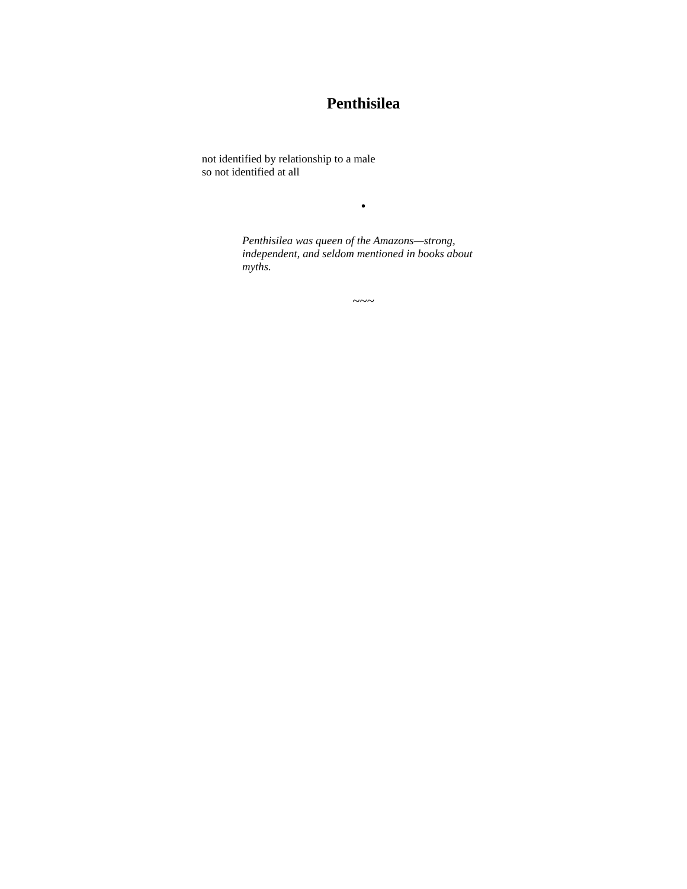## Penthisilea

not identified by relationship to a male
so not identified at all

•

*Penthisilea was queen of the Amazons—strong, independent, and seldom mentioned in books about myths.*

~~~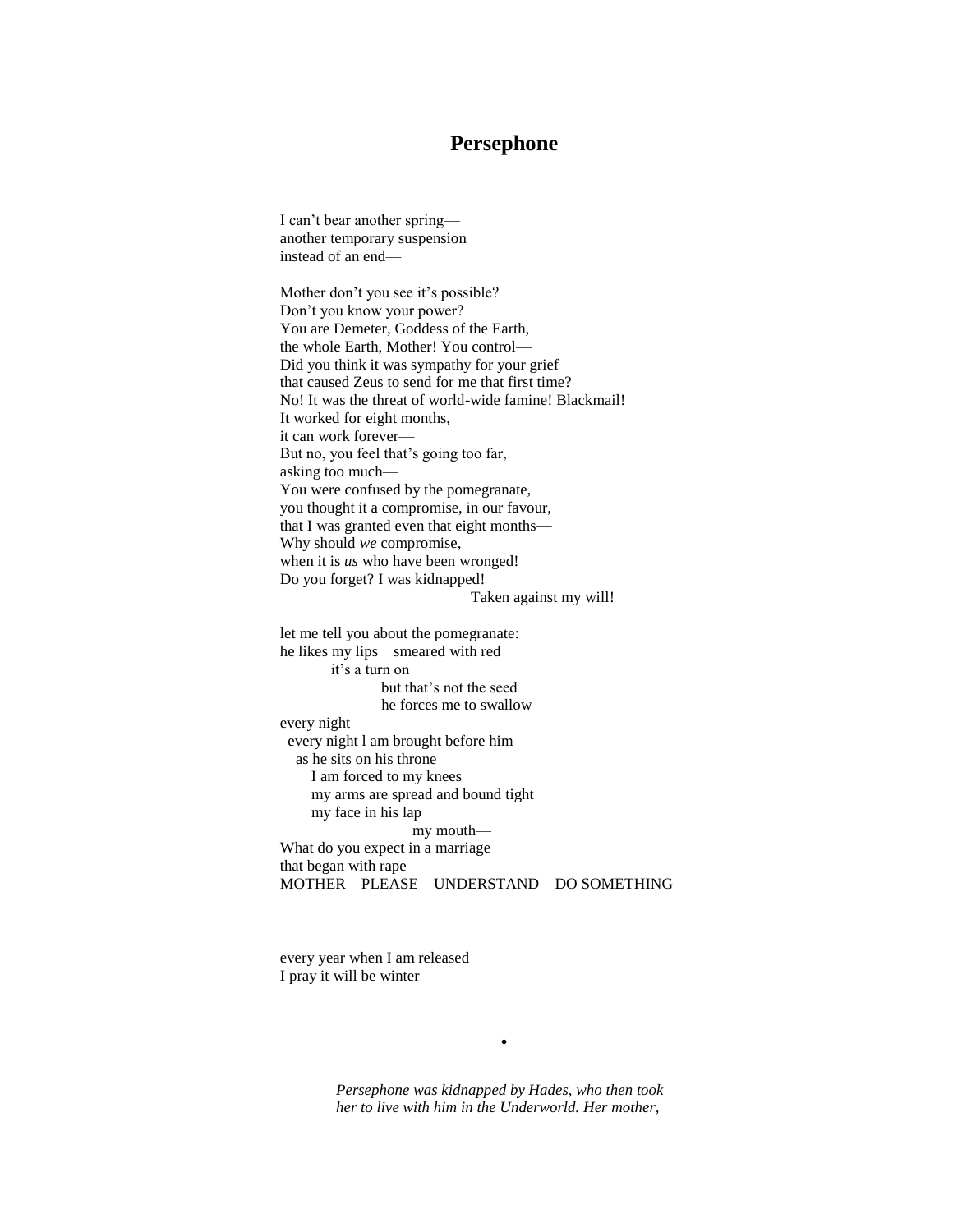# Persephone

I can't bear another spring—
another temporary suspension
instead of an end—

Mother don't you see it's possible?
Don't you know your power?
You are Demeter, Goddess of the Earth,
the whole Earth, Mother! You control—
Did you think it was sympathy for your grief
that caused Zeus to send for me that first time?
No! It was the threat of world-wide famine! Blackmail!
It worked for eight months,
it can work forever—
But no, you feel that's going too far,
asking too much—
You were confused by the pomegranate,
you thought it a compromise, in our favour,
that I was granted even that eight months—
Why should *we* compromise,
when it is *us* who have been wronged!
Do you forget? I was kidnapped!
                                        Taken against my will!

let me tell you about the pomegranate:
he likes my lips    smeared with red
          it's a turn on
                    but that's not the seed
                    he forces me to swallow—
every night
  every night l am brought before him
    as he sits on his throne
      I am forced to my knees
      my arms are spread and bound tight
      my face in his lap
                        my mouth—
What do you expect in a marriage
that began with rape—
MOTHER—PLEASE—UNDERSTAND—DO SOMETHING—

every year when I am released
I pray it will be winter—

•

*Persephone was kidnapped by Hades, who then took her to live with him in the Underworld. Her mother,*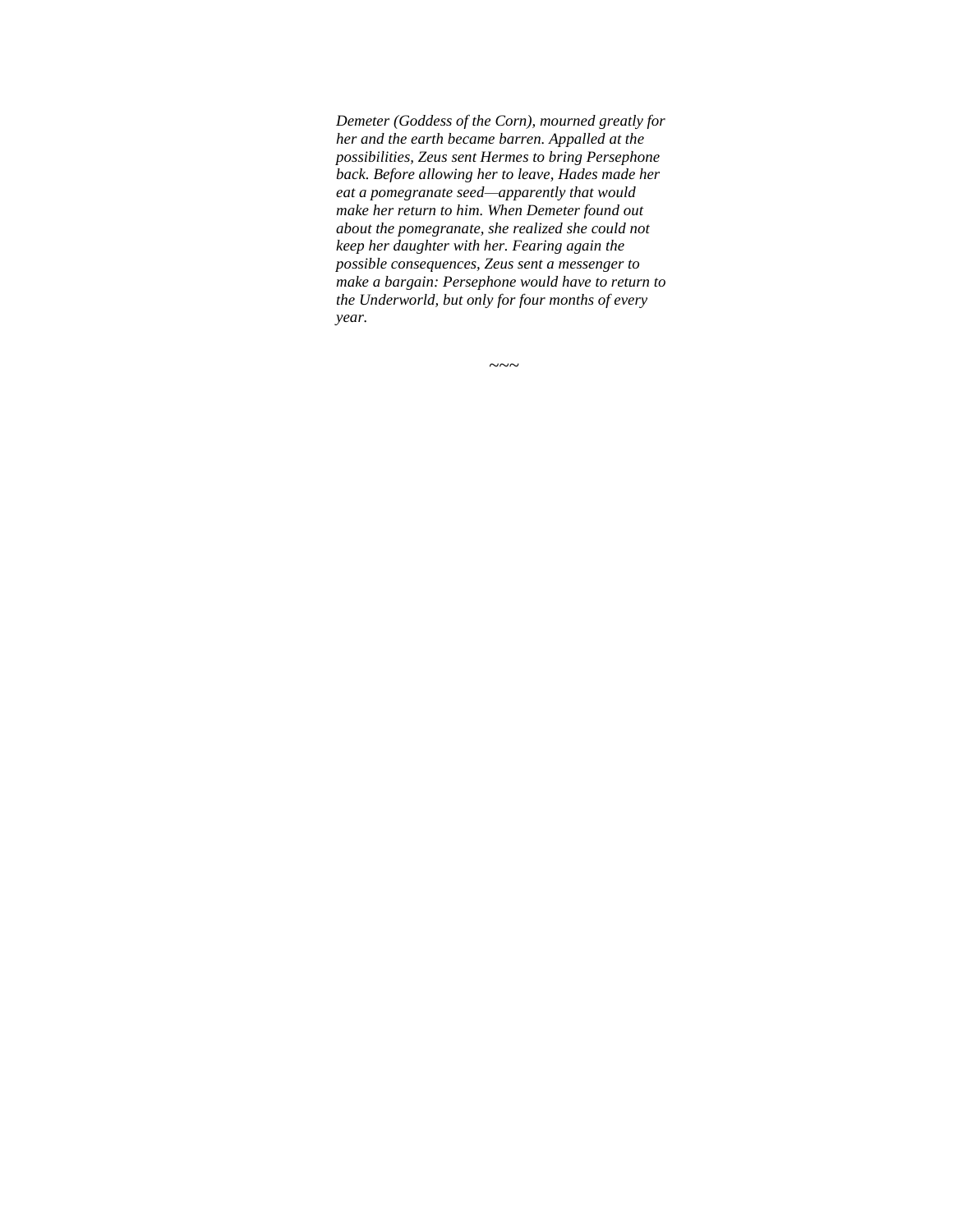*Demeter (Goddess of the Corn), mourned greatly for her and the earth became barren. Appalled at the possibilities, Zeus sent Hermes to bring Persephone back. Before allowing her to leave, Hades made her eat a pomegranate seed—apparently that would make her return to him. When Demeter found out about the pomegranate, she realized she could not keep her daughter with her. Fearing again the possible consequences, Zeus sent a messenger to make a bargain: Persephone would have to return to the Underworld, but only for four months of every year.*

~~~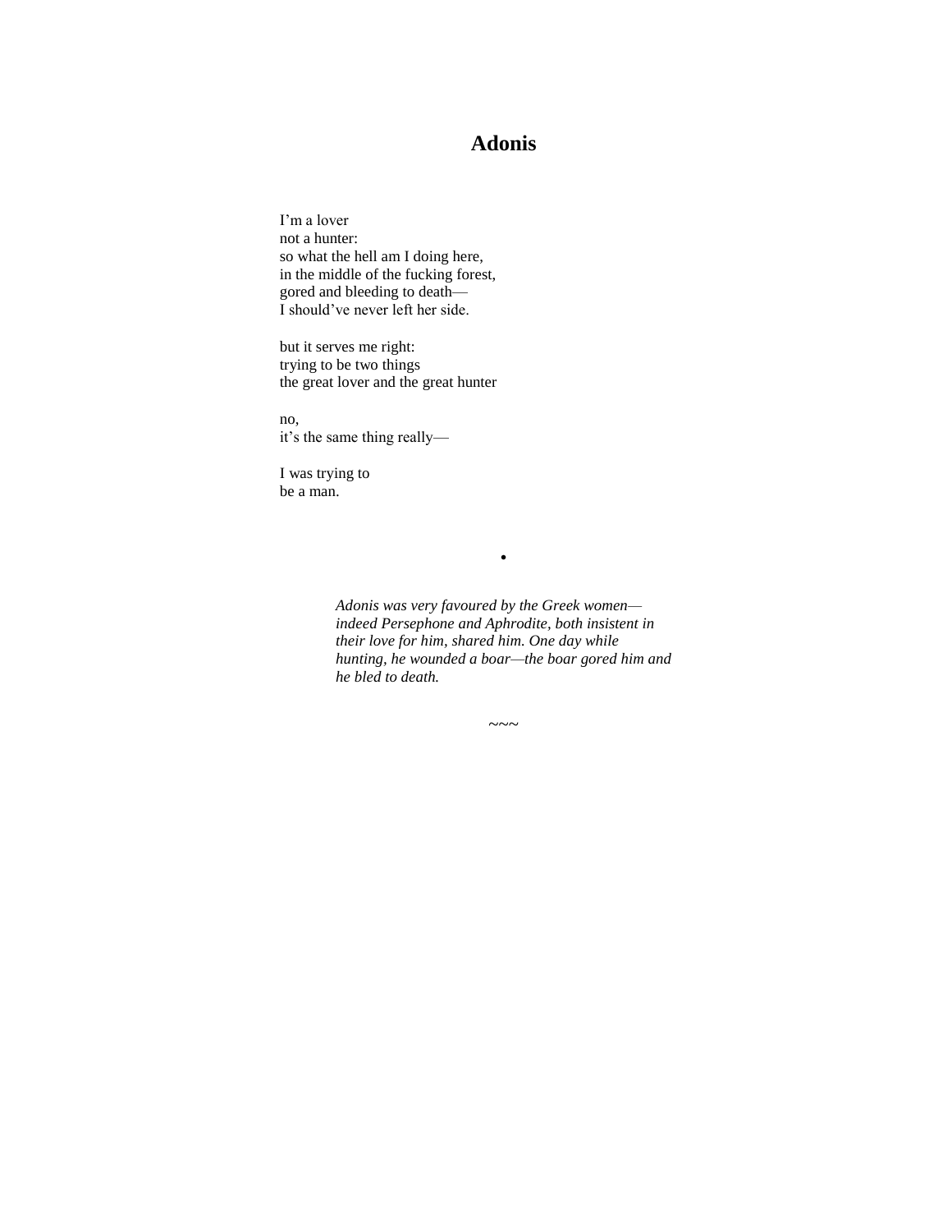# Adonis

I'm a lover  
not a hunter:  
so what the hell am I doing here,  
in the middle of the fucking forest,  
gored and bleeding to death—  
I should've never left her side.

but it serves me right:  
trying to be two things  
the great lover and the great hunter

no,  
it's the same thing really—

I was trying to  
be a man.

•

*Adonis was very favoured by the Greek women—indeed Persephone and Aphrodite, both insistent in their love for him, shared him. One day while hunting, he wounded a boar—the boar gored him and he bled to death.*

~~~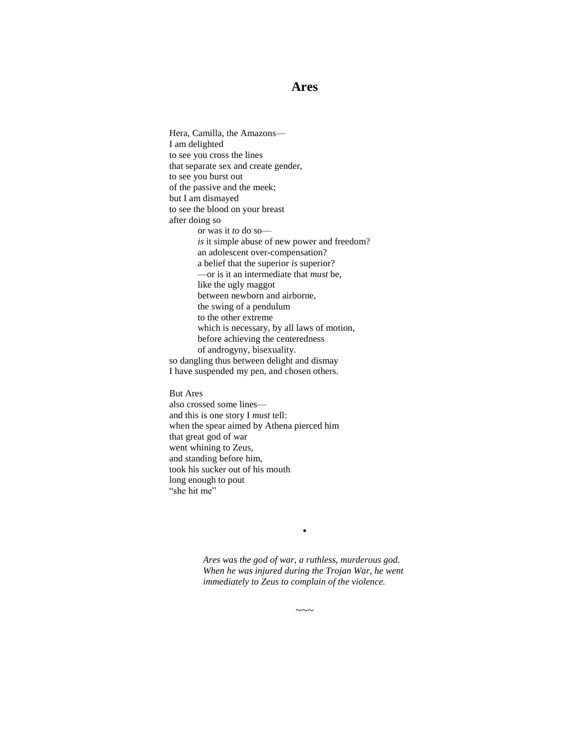# Ares

Hera, Camilla, the Amazons—  
I am delighted  
to see you cross the lines  
that separate sex and create gender,  
to see you burst out  
of the passive and the meek;  
but I am dismayed  
to see the blood on your breast  
after doing so  
&nbsp;&nbsp;&nbsp;&nbsp;&nbsp;&nbsp;&nbsp;&nbsp;or was it *to* do so—  
&nbsp;&nbsp;&nbsp;&nbsp;&nbsp;&nbsp;&nbsp;&nbsp;*is* it simple abuse of new power and freedom?  
&nbsp;&nbsp;&nbsp;&nbsp;&nbsp;&nbsp;&nbsp;&nbsp;an adolescent over-compensation?  
&nbsp;&nbsp;&nbsp;&nbsp;&nbsp;&nbsp;&nbsp;&nbsp;a belief that the superior *is* superior?  
&nbsp;&nbsp;&nbsp;&nbsp;&nbsp;&nbsp;&nbsp;&nbsp;—or is it an intermediate that *must* be,  
&nbsp;&nbsp;&nbsp;&nbsp;&nbsp;&nbsp;&nbsp;&nbsp;like the ugly maggot  
&nbsp;&nbsp;&nbsp;&nbsp;&nbsp;&nbsp;&nbsp;&nbsp;between newborn and airborne,  
&nbsp;&nbsp;&nbsp;&nbsp;&nbsp;&nbsp;&nbsp;&nbsp;the swing of a pendulum  
&nbsp;&nbsp;&nbsp;&nbsp;&nbsp;&nbsp;&nbsp;&nbsp;to the other extreme  
&nbsp;&nbsp;&nbsp;&nbsp;&nbsp;&nbsp;&nbsp;&nbsp;which is necessary, by all laws of motion,  
&nbsp;&nbsp;&nbsp;&nbsp;&nbsp;&nbsp;&nbsp;&nbsp;before achieving the centeredness  
&nbsp;&nbsp;&nbsp;&nbsp;&nbsp;&nbsp;&nbsp;&nbsp;of androgyny, bisexuality.  
so dangling thus between delight and dismay  
I have suspended my pen, and chosen others.

But Ares  
also crossed some lines—  
and this is one story I *must* tell:  
when the spear aimed by Athena pierced him  
that great god of war  
went whining to Zeus,  
and standing before him,  
took his sucker out of his mouth  
long enough to pout  
"she hit me"

•

*Ares was the god of war, a ruthless, murderous god. When he was injured during the Trojan War, he went immediately to Zeus to complain of the violence.*

~~~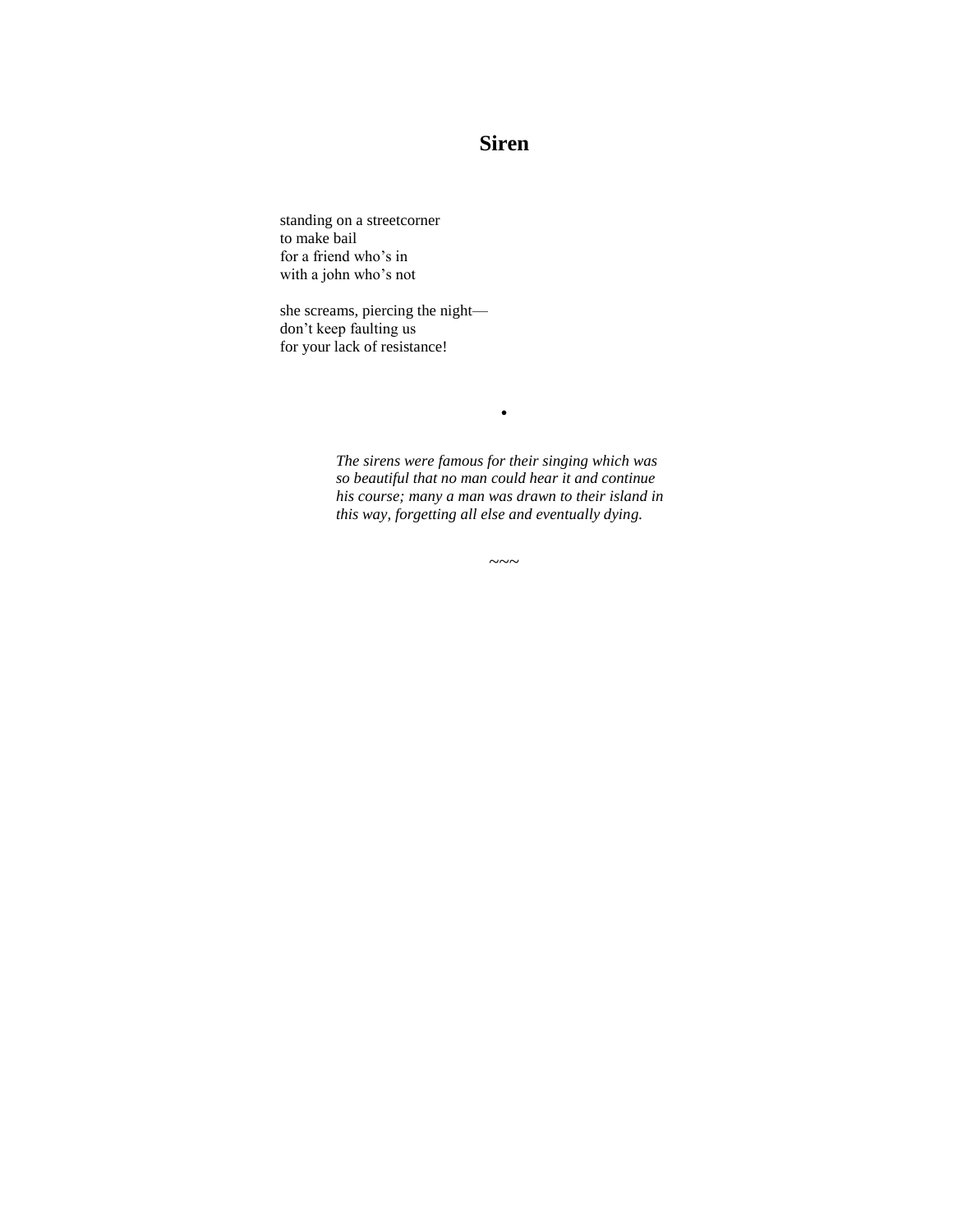# Siren

standing on a streetcorner
to make bail
for a friend who's in
with a john who's not

she screams, piercing the night—
don't keep faulting us
for your lack of resistance!

•

*The sirens were famous for their singing which was so beautiful that no man could hear it and continue his course; many a man was drawn to their island in this way, forgetting all else and eventually dying.*

~~~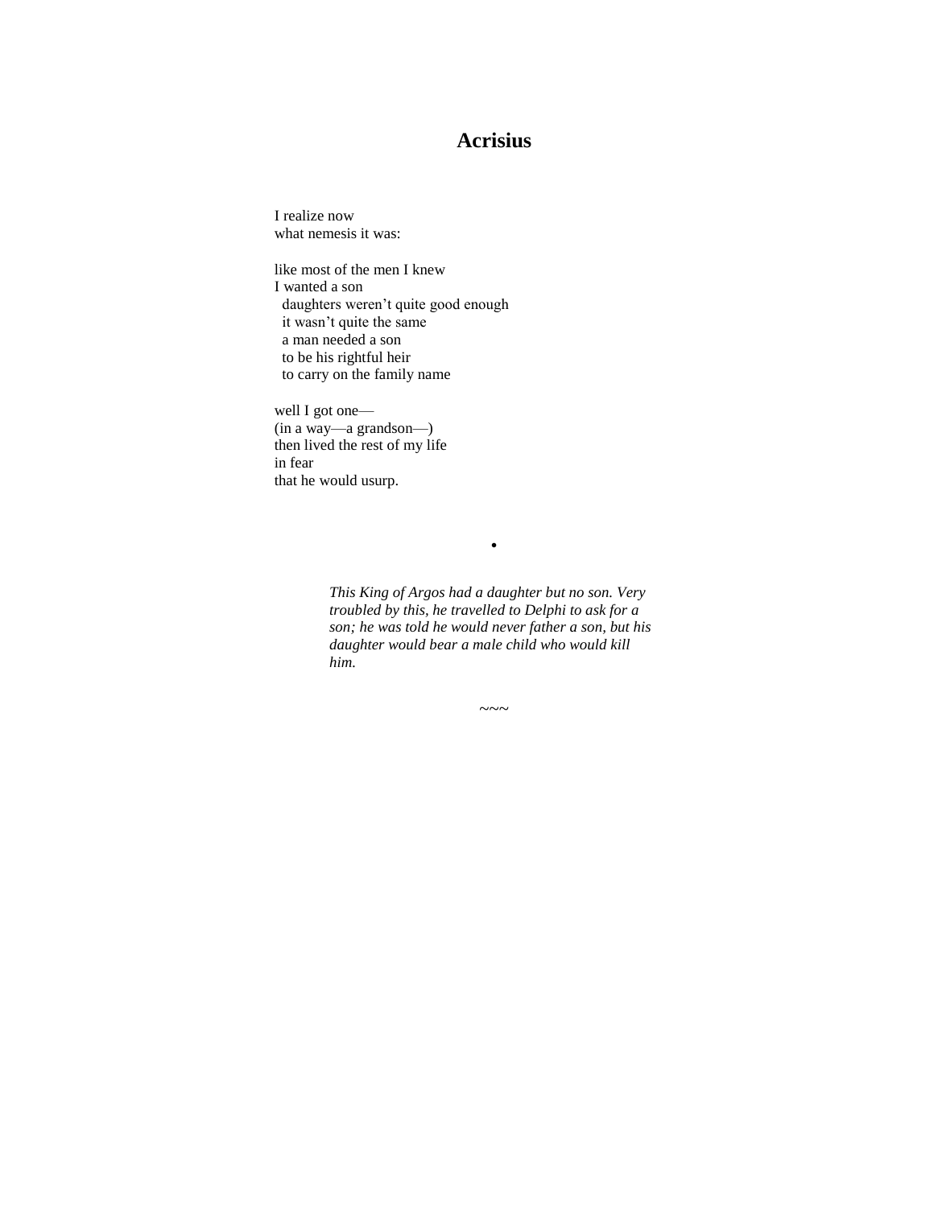# Acrisius

I realize now
what nemesis it was:

like most of the men I knew
I wanted a son
  daughters weren't quite good enough
  it wasn't quite the same
  a man needed a son
  to be his rightful heir
  to carry on the family name

well I got one—
(in a way—a grandson—)
then lived the rest of my life
in fear
that he would usurp.

•

*This King of Argos had a daughter but no son. Very troubled by this, he travelled to Delphi to ask for a son; he was told he would never father a son, but his daughter would bear a male child who would kill him.*

~~~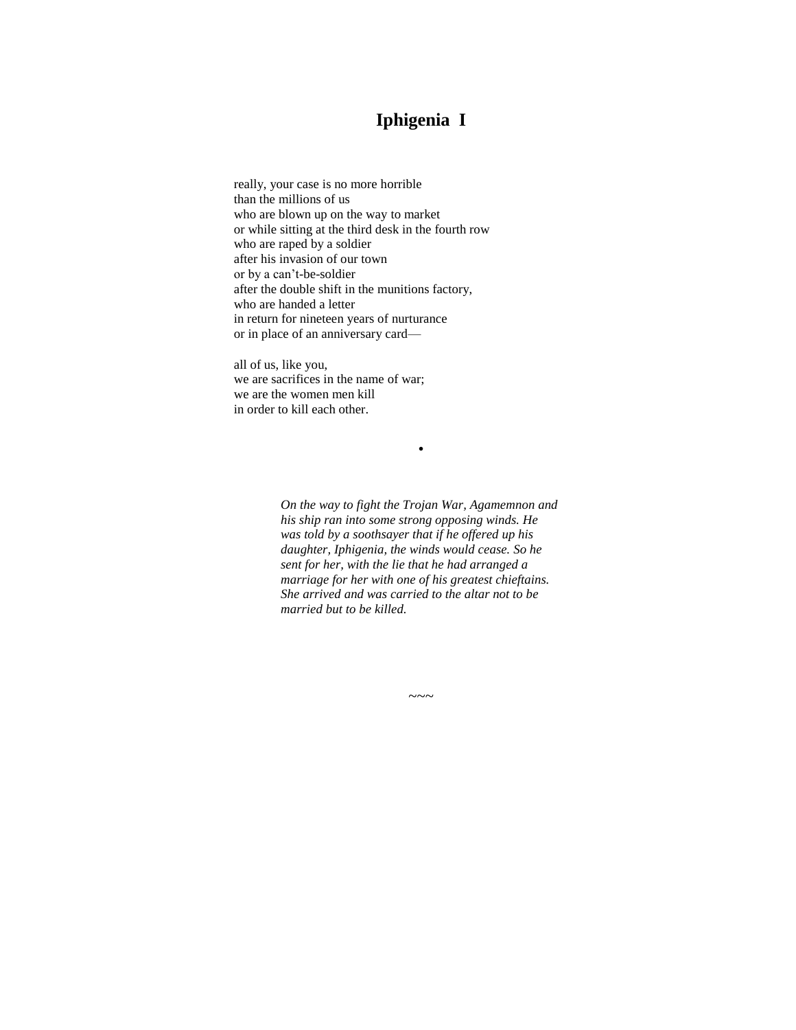# Iphigenia I

really, your case is no more horrible  
than the millions of us  
who are blown up on the way to market  
or while sitting at the third desk in the fourth row  
who are raped by a soldier  
after his invasion of our town  
or by a can't-be-soldier  
after the double shift in the munitions factory,  
who are handed a letter  
in return for nineteen years of nurturance  
or in place of an anniversary card—

all of us, like you,  
we are sacrifices in the name of war;  
we are the women men kill  
in order to kill each other.

•

*On the way to fight the Trojan War, Agamemnon and his ship ran into some strong opposing winds. He was told by a soothsayer that if he offered up his daughter, Iphigenia, the winds would cease. So he sent for her, with the lie that he had arranged a marriage for her with one of his greatest chieftains. She arrived and was carried to the altar not to be married but to be killed.*

~~~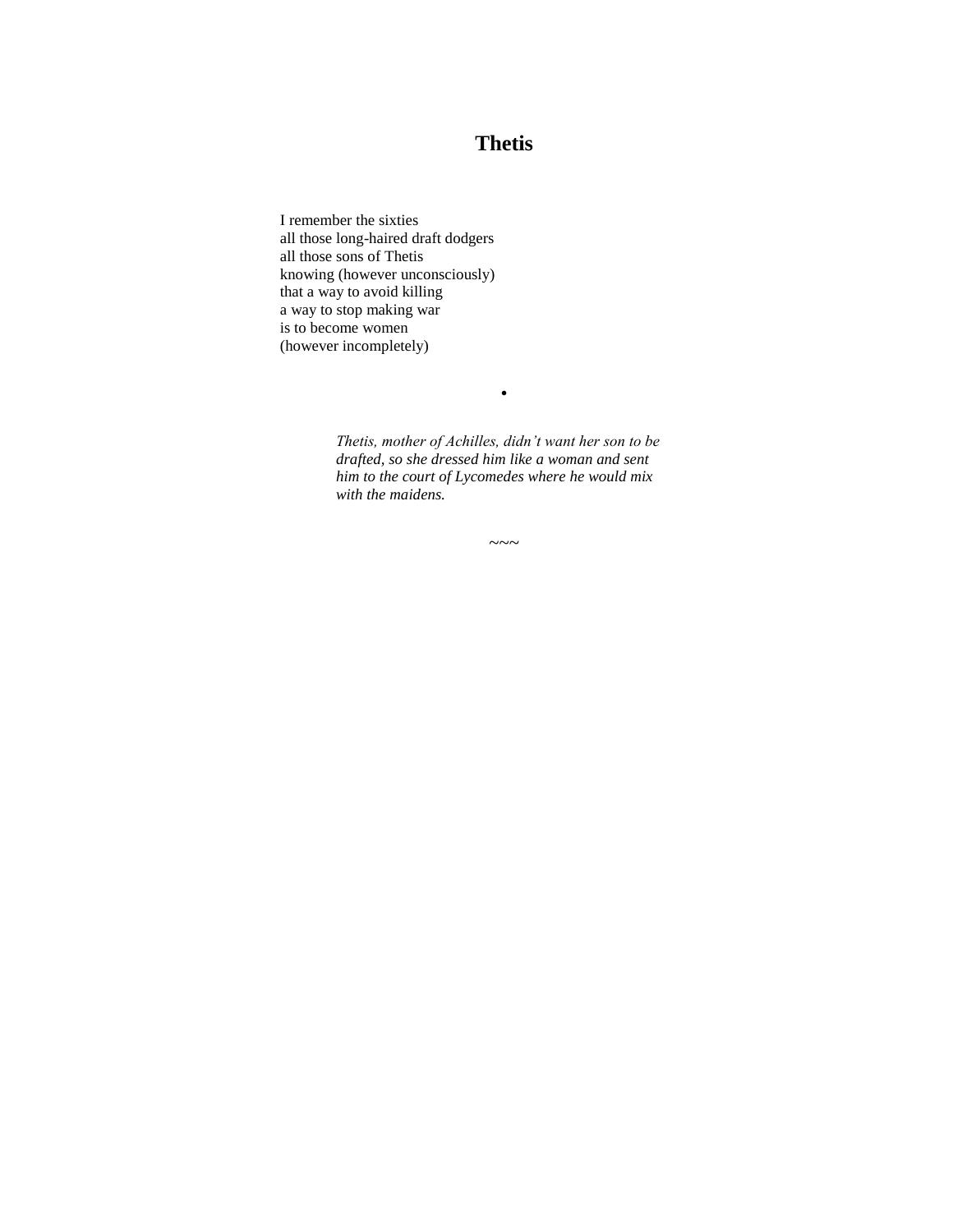# Thetis

I remember the sixties  
all those long-haired draft dodgers  
all those sons of Thetis  
knowing (however unconsciously)  
that a way to avoid killing  
a way to stop making war  
is to become women  
(however incompletely)

•

*Thetis, mother of Achilles, didn't want her son to be drafted, so she dressed him like a woman and sent him to the court of Lycomedes where he would mix with the maidens.*

~~~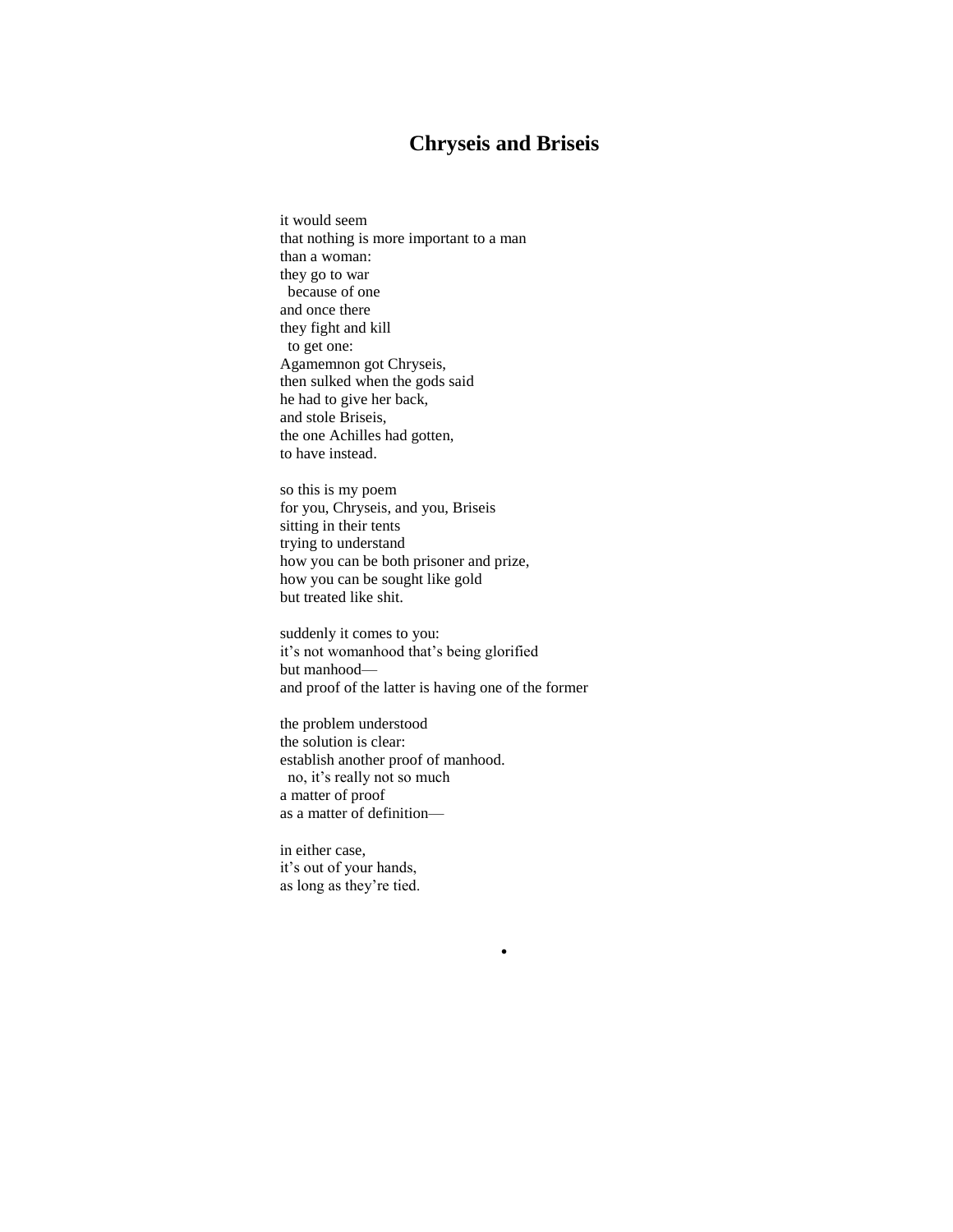# Chryseis and Briseis

it would seem  
that nothing is more important to a man  
than a woman:  
they go to war  
&nbsp;&nbsp;because of one  
and once there  
they fight and kill  
&nbsp;&nbsp;to get one:  
Agamemnon got Chryseis,  
then sulked when the gods said  
he had to give her back,  
and stole Briseis,  
the one Achilles had gotten,  
to have instead.

so this is my poem  
for you, Chryseis, and you, Briseis  
sitting in their tents  
trying to understand  
how you can be both prisoner and prize,  
how you can be sought like gold  
but treated like shit.

suddenly it comes to you:  
it's not womanhood that's being glorified  
but manhood—  
and proof of the latter is having one of the former

the problem understood  
the solution is clear:  
establish another proof of manhood.  
&nbsp;&nbsp;no, it's really not so much  
a matter of proof  
as a matter of definition—

in either case,  
it's out of your hands,  
as long as they're tied.

•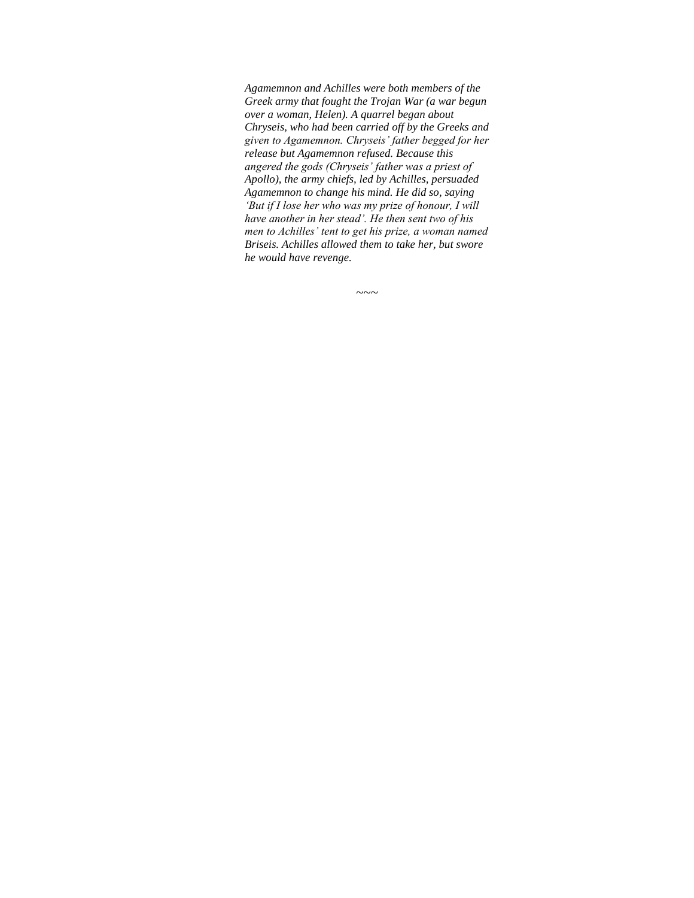*Agamemnon and Achilles were both members of the Greek army that fought the Trojan War (a war begun over a woman, Helen). A quarrel began about Chryseis, who had been carried off by the Greeks and given to Agamemnon. Chryseis' father begged for her release but Agamemnon refused. Because this angered the gods (Chryseis' father was a priest of Apollo), the army chiefs, led by Achilles, persuaded Agamemnon to change his mind. He did so, saying 'But if I lose her who was my prize of honour, I will have another in her stead'. He then sent two of his men to Achilles' tent to get his prize, a woman named Briseis. Achilles allowed them to take her, but swore he would have revenge.*

~~~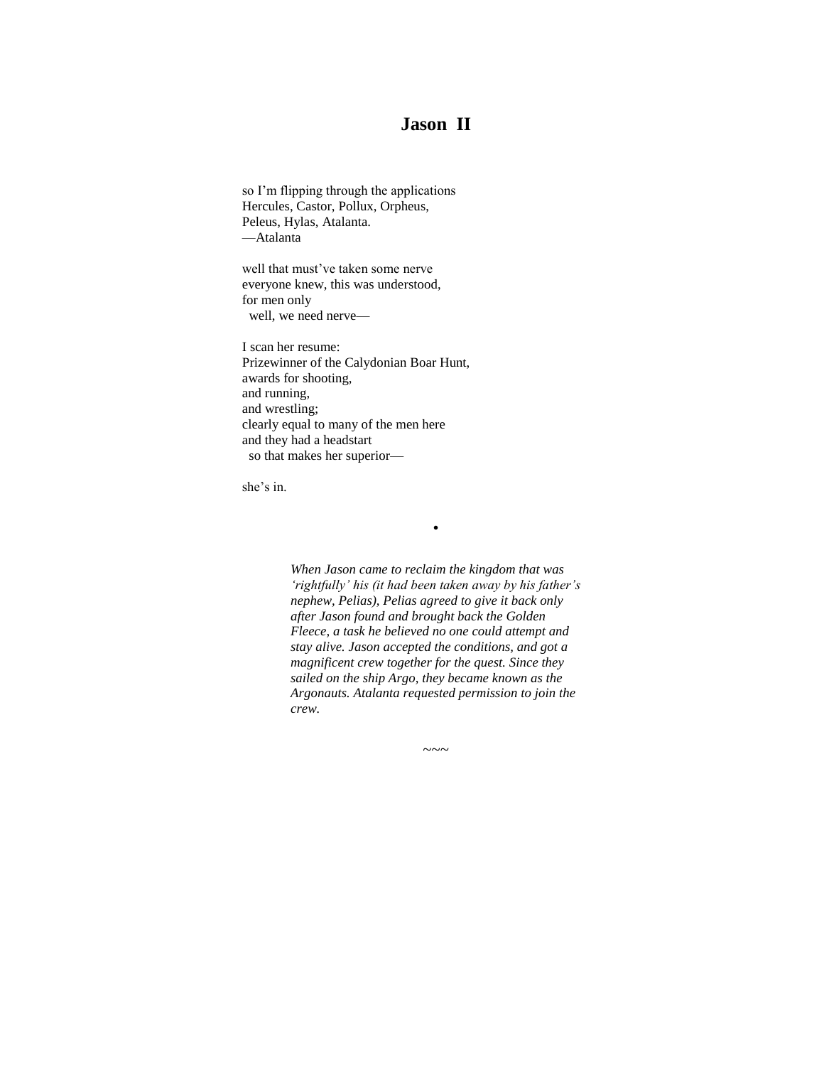# Jason II

so I'm flipping through the applications
Hercules, Castor, Pollux, Orpheus,
Peleus, Hylas, Atalanta.
—Atalanta

well that must've taken some nerve
everyone knew, this was understood,
for men only
  well, we need nerve—

I scan her resume:
Prizewinner of the Calydonian Boar Hunt,
awards for shooting,
and running,
and wrestling;
clearly equal to many of the men here
and they had a headstart
  so that makes her superior—

she's in.

•

*When Jason came to reclaim the kingdom that was 'rightfully' his (it had been taken away by his father's nephew, Pelias), Pelias agreed to give it back only after Jason found and brought back the Golden Fleece, a task he believed no one could attempt and stay alive. Jason accepted the conditions, and got a magnificent crew together for the quest. Since they sailed on the ship Argo, they became known as the Argonauts. Atalanta requested permission to join the crew.*

~~~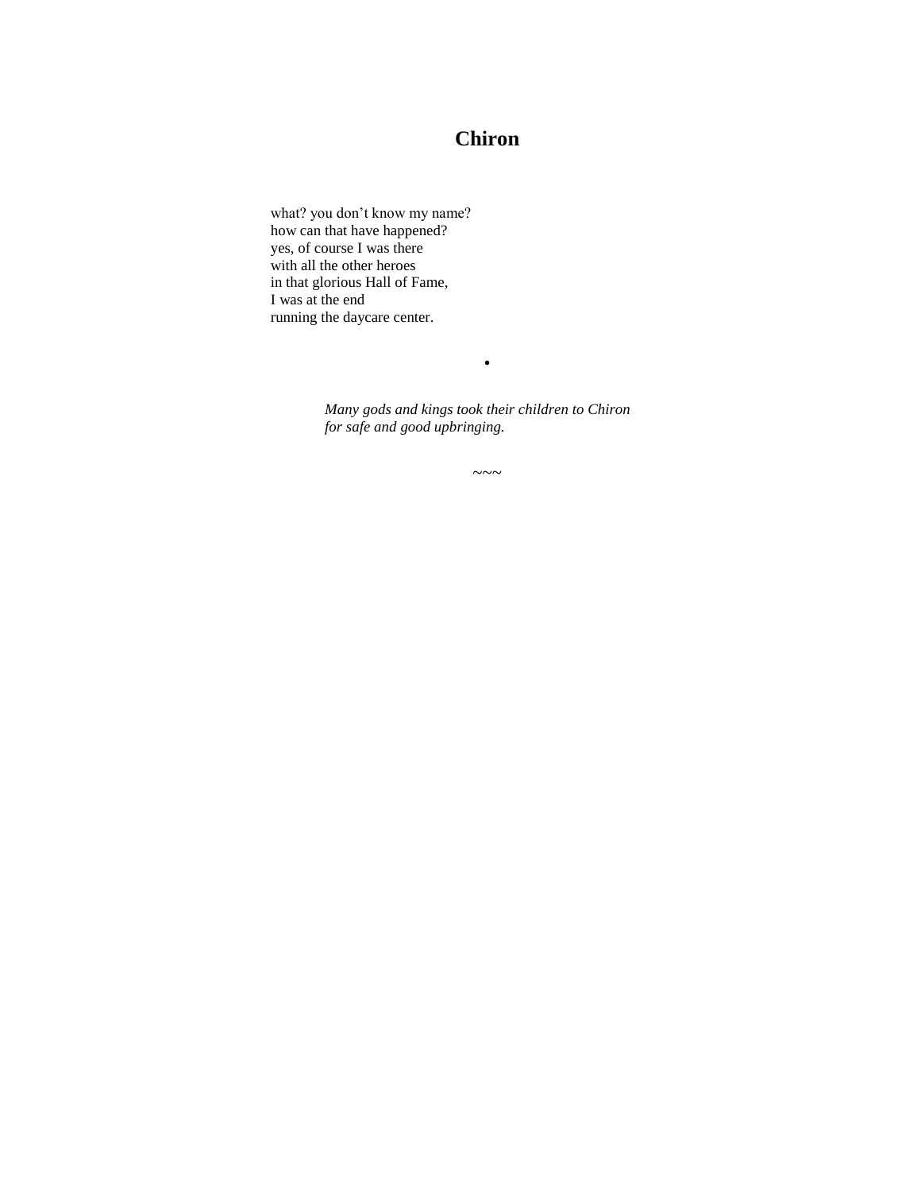# Chiron

what? you don't know my name?  
how can that have happened?  
yes, of course I was there  
with all the other heroes  
in that glorious Hall of Fame,  
I was at the end  
running the daycare center.

•

*Many gods and kings took their children to Chiron for safe and good upbringing.*

~~~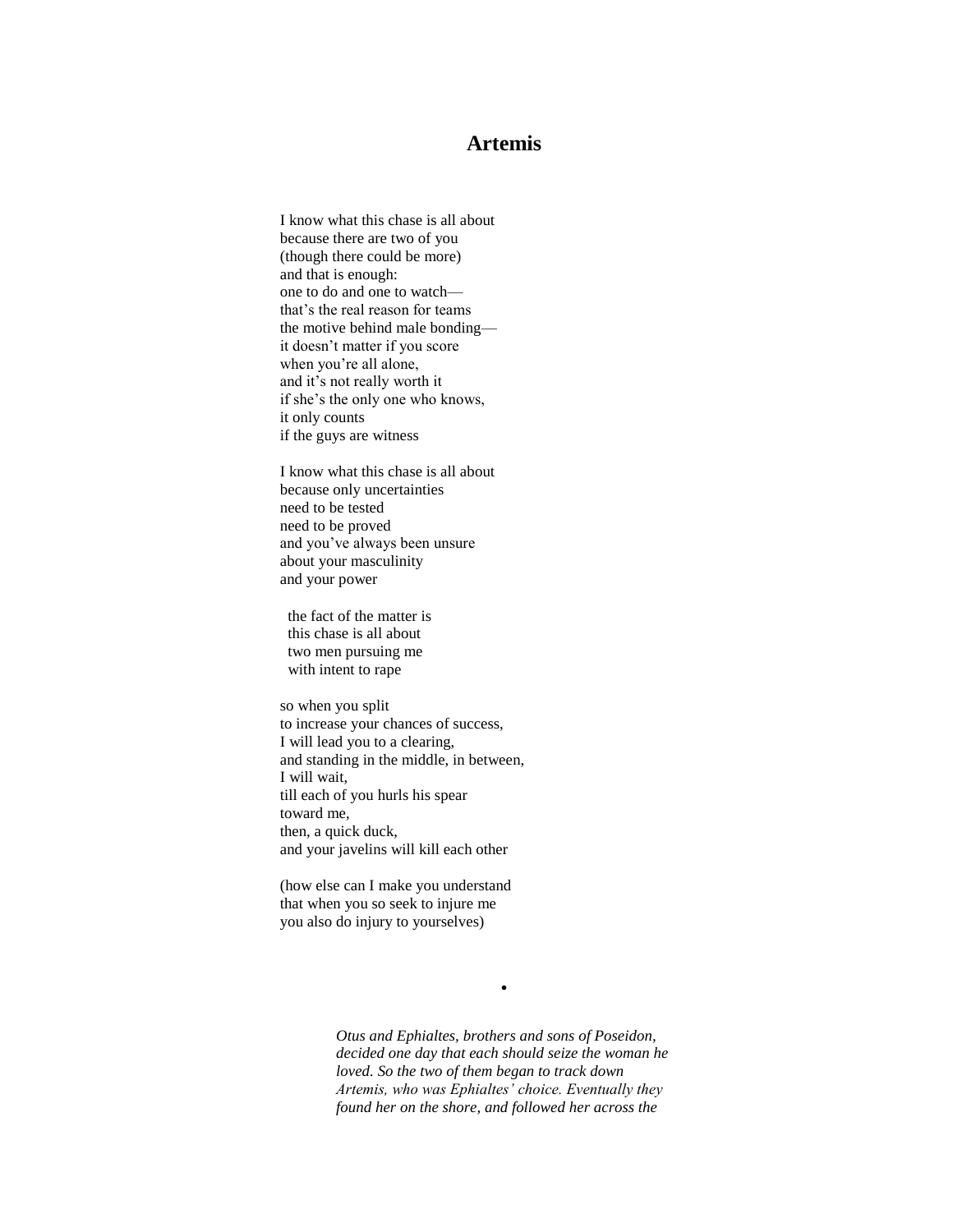# Artemis

I know what this chase is all about  
because there are two of you  
(though there could be more)  
and that is enough:  
one to do and one to watch—  
that's the real reason for teams  
the motive behind male bonding—  
it doesn't matter if you score  
when you're all alone,  
and it's not really worth it  
if she's the only one who knows,  
it only counts  
if the guys are witness

I know what this chase is all about  
because only uncertainties  
need to be tested  
need to be proved  
and you've always been unsure  
about your masculinity  
and your power

  the fact of the matter is  
  this chase is all about  
  two men pursuing me  
  with intent to rape

so when you split  
to increase your chances of success,  
I will lead you to a clearing,  
and standing in the middle, in between,  
I will wait,  
till each of you hurls his spear  
toward me,  
then, a quick duck,  
and your javelins will kill each other

(how else can I make you understand  
that when you so seek to injure me  
you also do injury to yourselves)

•

*Otus and Ephialtes, brothers and sons of Poseidon, decided one day that each should seize the woman he loved. So the two of them began to track down Artemis, who was Ephialtes' choice. Eventually they found her on the shore, and followed her across the*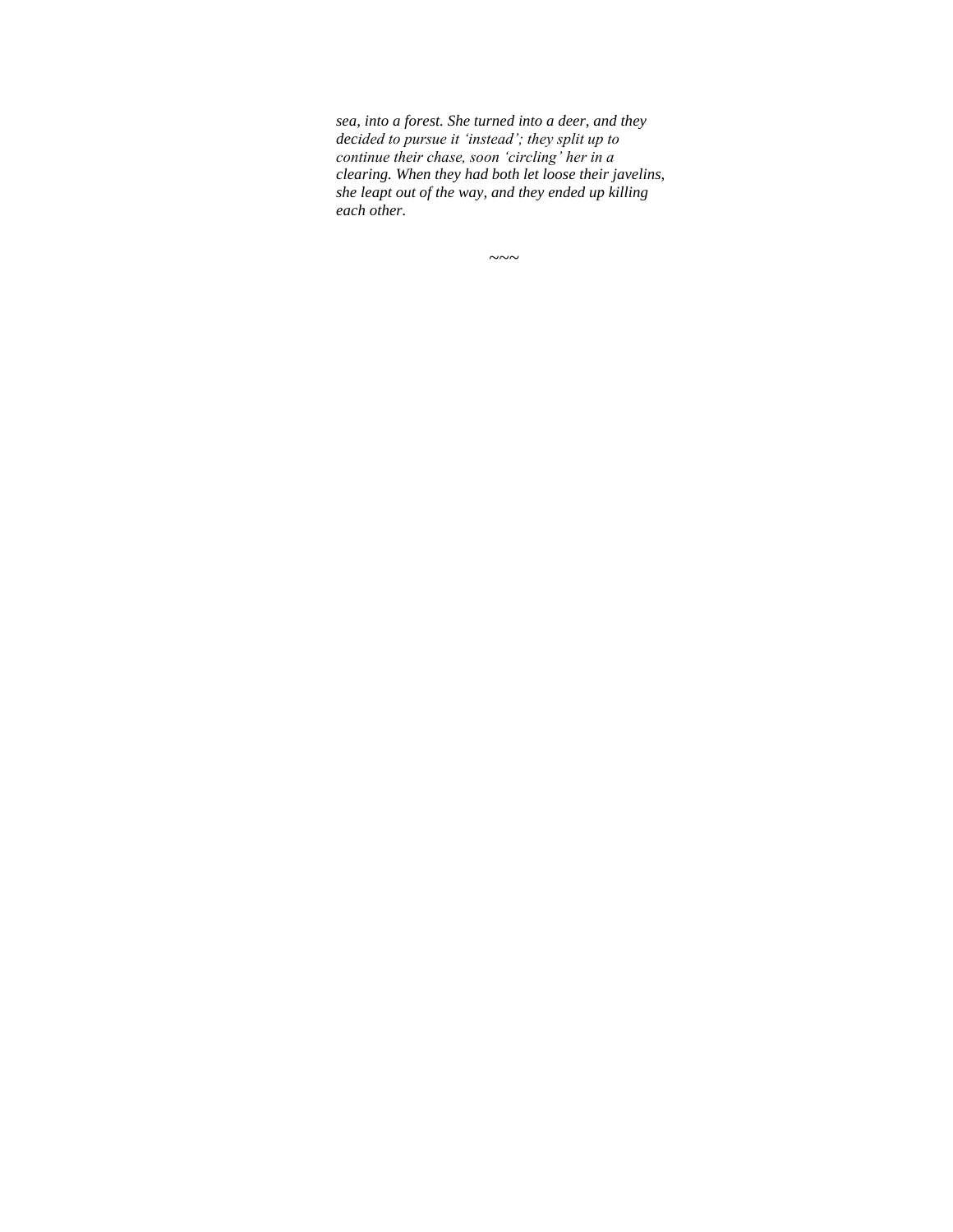*sea, into a forest. She turned into a deer, and they decided to pursue it 'instead'; they split up to continue their chase, soon 'circling' her in a clearing. When they had both let loose their javelins, she leapt out of the way, and they ended up killing each other.*

~~~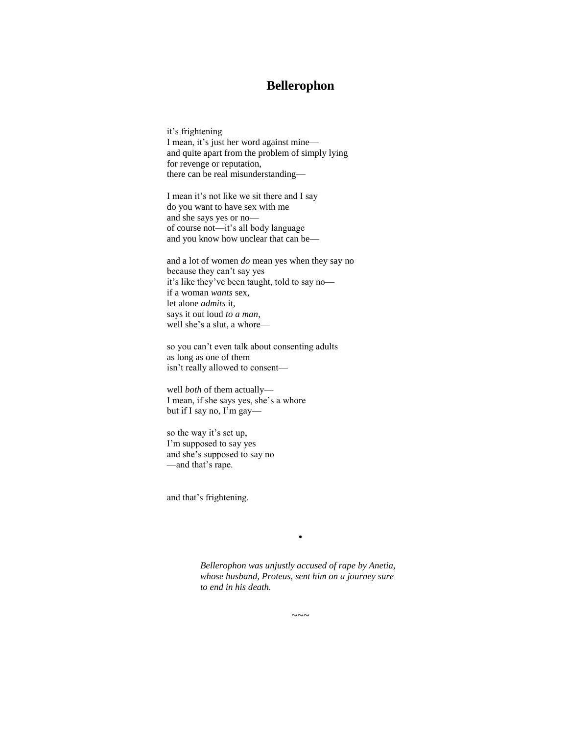# Bellerophon

it's frightening  
I mean, it's just her word against mine—  
and quite apart from the problem of simply lying  
for revenge or reputation,  
there can be real misunderstanding—

I mean it's not like we sit there and I say  
do you want to have sex with me  
and she says yes or no—  
of course not—it's all body language  
and you know how unclear that can be—

and a lot of women *do* mean yes when they say no  
because they can't say yes  
it's like they've been taught, told to say no—  
if a woman *wants* sex,  
let alone *admits* it,  
says it out loud *to a man*,  
well she's a slut, a whore—

so you can't even talk about consenting adults  
as long as one of them  
isn't really allowed to consent—

well *both* of them actually—  
I mean, if she says yes, she's a whore  
but if I say no, I'm gay—

so the way it's set up,  
I'm supposed to say yes  
and she's supposed to say no  
—and that's rape.

and that's frightening.

•

*Bellerophon was unjustly accused of rape by Anetia, whose husband, Proteus, sent him on a journey sure to end in his death.*

~~~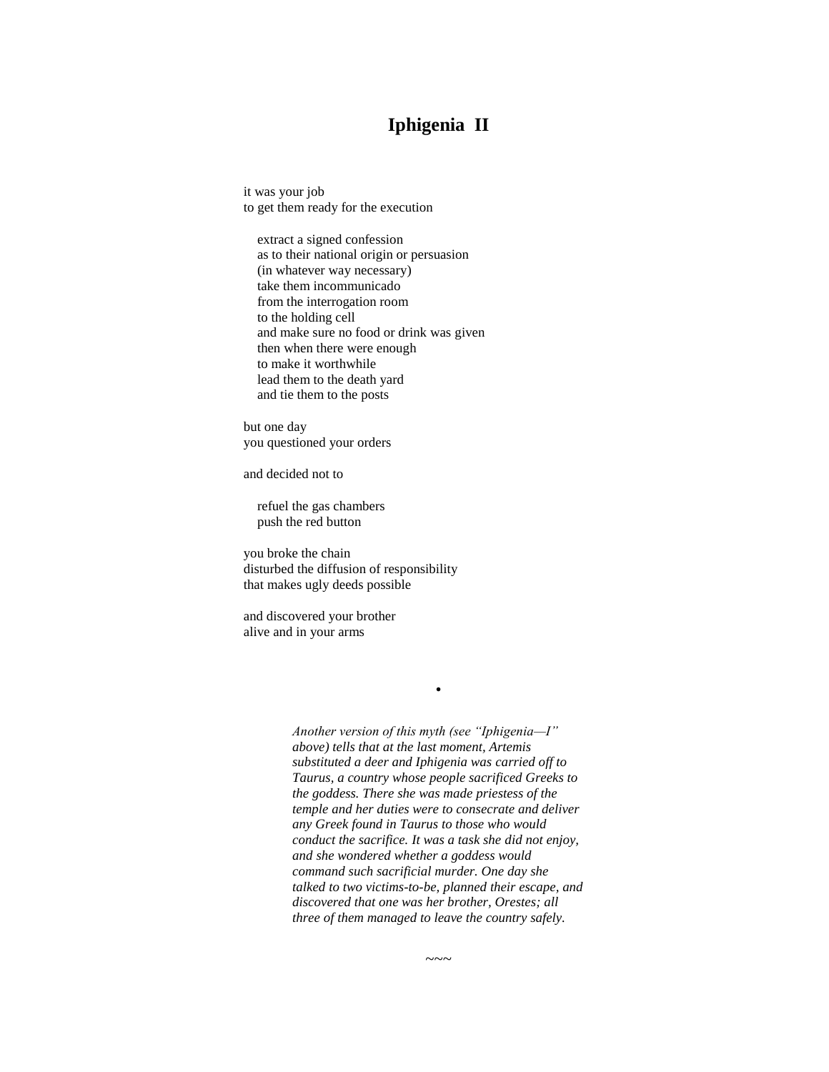## Iphigenia II

it was your job  
to get them ready for the execution

extract a signed confession  
as to their national origin or persuasion  
(in whatever way necessary)  
take them incommunicado  
from the interrogation room  
to the holding cell  
and make sure no food or drink was given  
then when there were enough  
to make it worthwhile  
lead them to the death yard  
and tie them to the posts

but one day  
you questioned your orders

and decided not to

refuel the gas chambers  
push the red button

you broke the chain  
disturbed the diffusion of responsibility  
that makes ugly deeds possible

and discovered your brother  
alive and in your arms

•

*Another version of this myth (see "Iphigenia—I" above) tells that at the last moment, Artemis substituted a deer and Iphigenia was carried off to Taurus, a country whose people sacrificed Greeks to the goddess. There she was made priestess of the temple and her duties were to consecrate and deliver any Greek found in Taurus to those who would conduct the sacrifice. It was a task she did not enjoy, and she wondered whether a goddess would command such sacrificial murder. One day she talked to two victims-to-be, planned their escape, and discovered that one was her brother, Orestes; all three of them managed to leave the country safely.*

~~~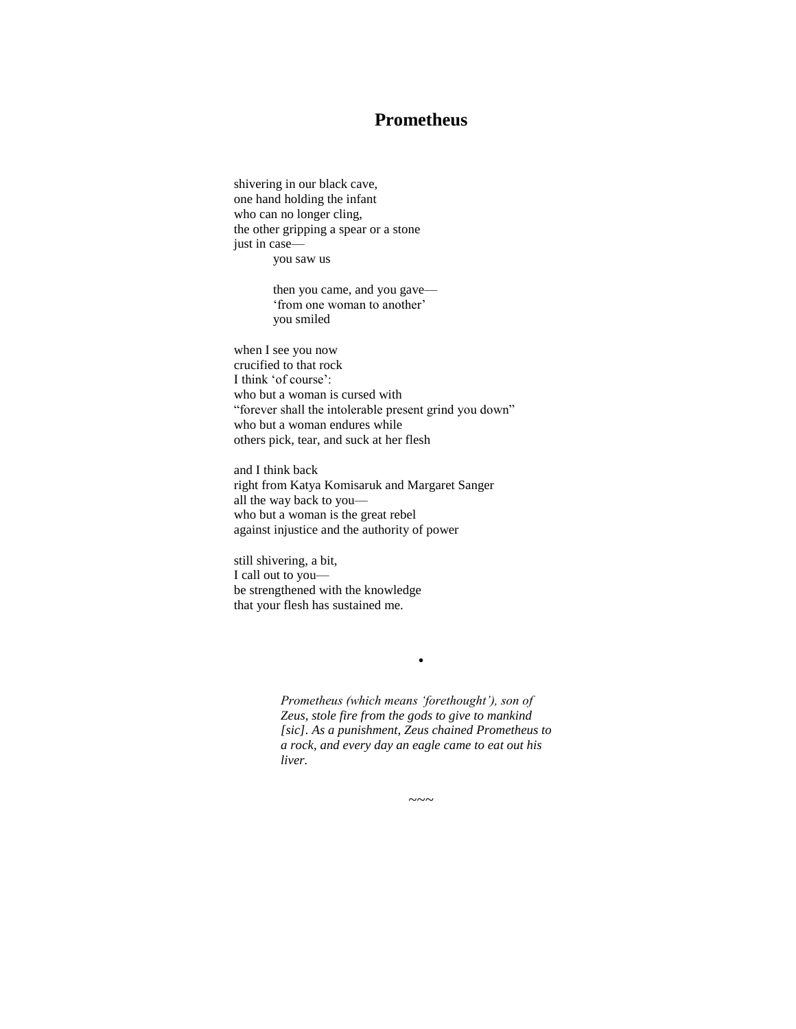# Prometheus

shivering in our black cave,  
one hand holding the infant  
who can no longer cling,  
the other gripping a spear or a stone  
just in case—  
&nbsp;&nbsp;&nbsp;&nbsp;&nbsp;&nbsp;&nbsp;&nbsp;you saw us

&nbsp;&nbsp;&nbsp;&nbsp;&nbsp;&nbsp;&nbsp;&nbsp;then you came, and you gave—  
&nbsp;&nbsp;&nbsp;&nbsp;&nbsp;&nbsp;&nbsp;&nbsp;'from one woman to another'  
&nbsp;&nbsp;&nbsp;&nbsp;&nbsp;&nbsp;&nbsp;&nbsp;you smiled

when I see you now  
crucified to that rock  
I think 'of course':  
who but a woman is cursed with  
"forever shall the intolerable present grind you down"  
who but a woman endures while  
others pick, tear, and suck at her flesh

and I think back  
right from Katya Komisaruk and Margaret Sanger  
all the way back to you—  
who but a woman is the great rebel  
against injustice and the authority of power

still shivering, a bit,  
I call out to you—  
be strengthened with the knowledge  
that your flesh has sustained me.

•

*Prometheus (which means 'forethought'), son of Zeus, stole fire from the gods to give to mankind [sic]. As a punishment, Zeus chained Prometheus to a rock, and every day an eagle came to eat out his liver.*

~~~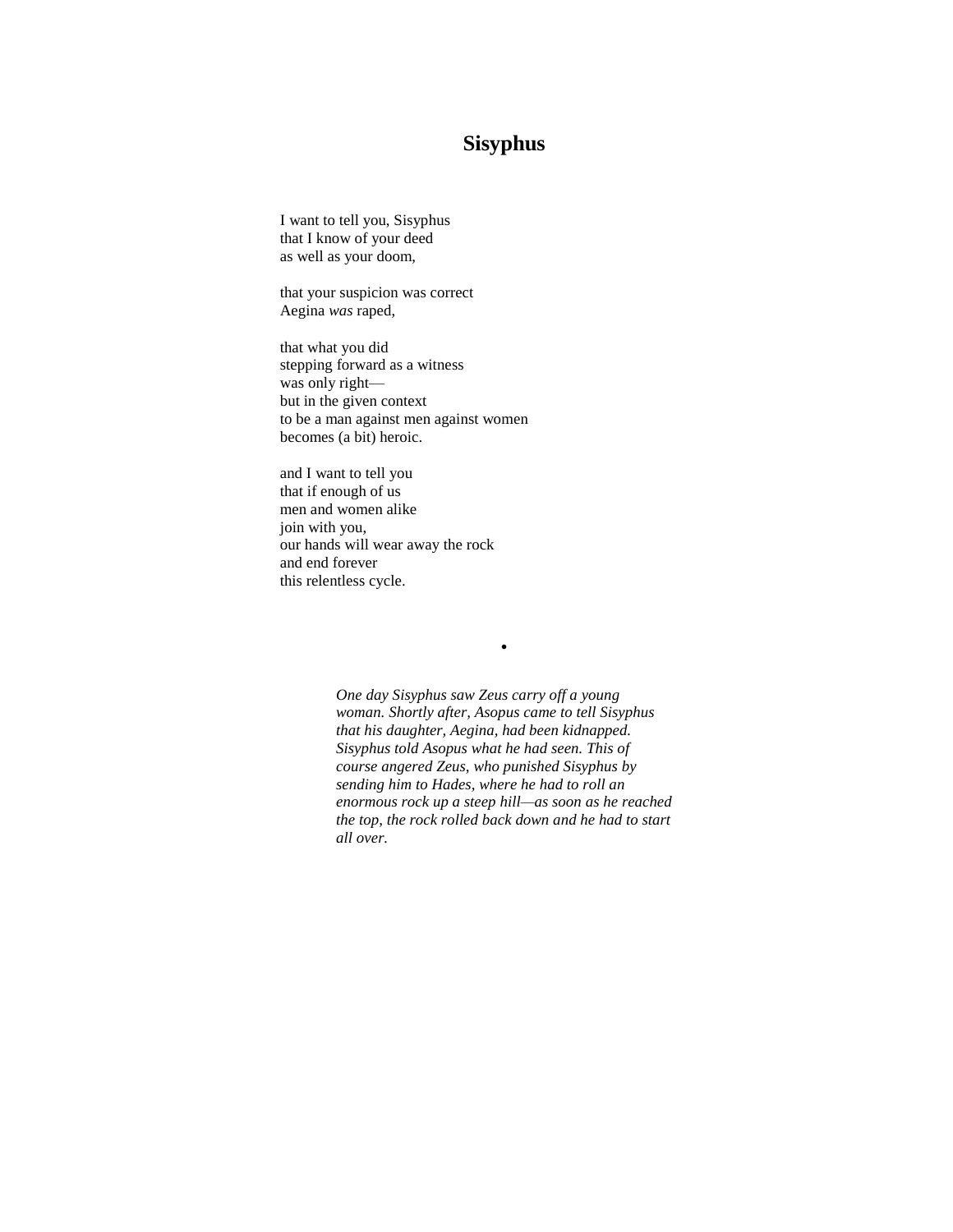# Sisyphus

I want to tell you, Sisyphus  
that I know of your deed  
as well as your doom,

that your suspicion was correct  
Aegina *was* raped,

that what you did  
stepping forward as a witness  
was only right—  
but in the given context  
to be a man against men against women  
becomes (a bit) heroic.

and I want to tell you  
that if enough of us  
men and women alike  
join with you,  
our hands will wear away the rock  
and end forever  
this relentless cycle.

•

*One day Sisyphus saw Zeus carry off a young woman. Shortly after, Asopus came to tell Sisyphus that his daughter, Aegina, had been kidnapped. Sisyphus told Asopus what he had seen. This of course angered Zeus, who punished Sisyphus by sending him to Hades, where he had to roll an enormous rock up a steep hill—as soon as he reached the top, the rock rolled back down and he had to start all over.*